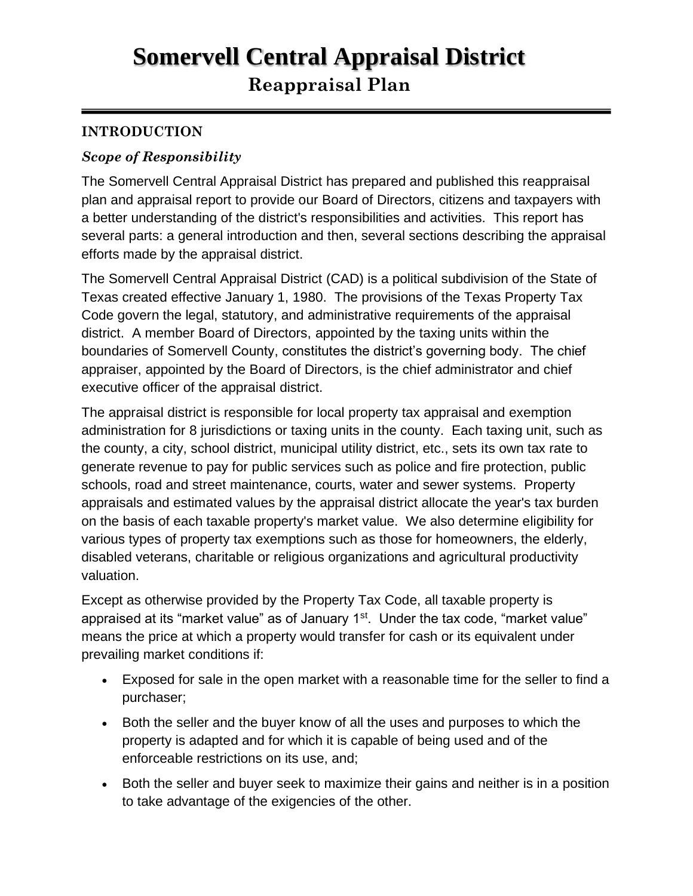# Somervell Central Appraisal District

## Reappraisal Plan

### INTRODUCTION

#### *Scope of Responsibility*

The Somervell Central Appraisal District has prepared and published this reappraisal plan and appraisal report to provide our Board of Directors, citizens and taxpayers with a better understanding of the district's responsibilities and activities. This report has several parts: a general introduction and then, several sections describing the appraisal efforts made by the appraisal district.

The Somervell Central Appraisal District (CAD) is a political subdivision of the State of Texas created effective January 1, 1980. The provisions of the Texas Property Tax Code govern the legal, statutory, and administrative requirements of the appraisal district. A member Board of Directors, appointed by the taxing units within the boundaries of Somervell County, constitutes the district's governing body. The chief appraiser, appointed by the Board of Directors, is the chief administrator and chief executive officer of the appraisal district.

The appraisal district is responsible for local property tax appraisal and exemption administration for 8 jurisdictions or taxing units in the county. Each taxing unit, such as the county, a city, school district, municipal utility district, etc., sets its own tax rate to generate revenue to pay for public services such as police and fire protection, public schools, road and street maintenance, courts, water and sewer systems. Property appraisals and estimated values by the appraisal district allocate the year's tax burden on the basis of each taxable property's market value. We also determine eligibility for various types of property tax exemptions such as those for homeowners, the elderly, disabled veterans, charitable or religious organizations and agricultural productivity valuation.

Except as otherwise provided by the Property Tax Code, all taxable property is appraised at its "market value" as of January 1st. Under the tax code, "market value" means the price at which a property would transfer for cash or its equivalent under prevailing market conditions if:

- Exposed for sale in the open market with a reasonable time for the seller to find a purchaser;
- Both the seller and the buyer know of all the uses and purposes to which the property is adapted and for which it is capable of being used and of the enforceable restrictions on its use, and;
- Both the seller and buyer seek to maximize their gains and neither is in a position to take advantage of the exigencies of the other.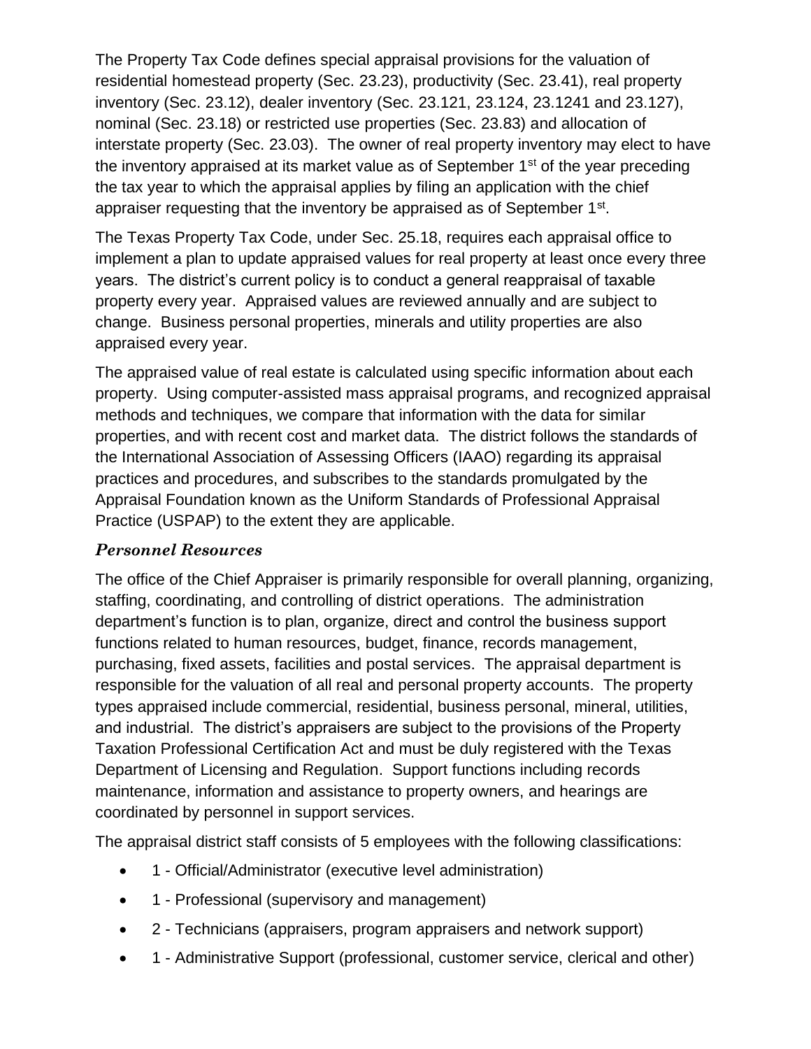The Property Tax Code defines special appraisal provisions for the valuation of residential homestead property (Sec. 23.23), productivity (Sec. 23.41), real property inventory (Sec. 23.12), dealer inventory (Sec. 23.121, 23.124, 23.1241 and 23.127), nominal (Sec. 23.18) or restricted use properties (Sec. 23.83) and allocation of interstate property (Sec. 23.03). The owner of real property inventory may elect to have the inventory appraised at its market value as of September 1st of the year preceding the tax year to which the appraisal applies by filing an application with the chief appraiser requesting that the inventory be appraised as of September 1st.

The Texas Property Tax Code, under Sec. 25.18, requires each appraisal office to implement a plan to update appraised values for real property at least once every three years. The district's current policy is to conduct a general reappraisal of taxable property every year. Appraised values are reviewed annually and are subject to change. Business personal properties, minerals and utility properties are also appraised every year.

The appraised value of real estate is calculated using specific information about each property. Using computer-assisted mass appraisal programs, and recognized appraisal methods and techniques, we compare that information with the data for similar properties, and with recent cost and market data. The district follows the standards of the International Association of Assessing Officers (IAAO) regarding its appraisal practices and procedures, and subscribes to the standards promulgated by the Appraisal Foundation known as the Uniform Standards of Professional Appraisal Practice (USPAP) to the extent they are applicable.

### *Personnel Resources*

The office of the Chief Appraiser is primarily responsible for overall planning, organizing, staffing, coordinating, and controlling of district operations. The administration department's function is to plan, organize, direct and control the business support functions related to human resources, budget, finance, records management, purchasing, fixed assets, facilities and postal services. The appraisal department is responsible for the valuation of all real and personal property accounts. The property types appraised include commercial, residential, business personal, mineral, utilities, and industrial. The district's appraisers are subject to the provisions of the Property Taxation Professional Certification Act and must be duly registered with the Texas Department of Licensing and Regulation. Support functions including records maintenance, information and assistance to property owners, and hearings are coordinated by personnel in support services.

The appraisal district staff consists of 5 employees with the following classifications:

- 1 - Official/Administrator (executive level administration)
- 1 - Professional (supervisory and management)
- 2 - Technicians (appraisers, program appraisers and network support)
- 1 - Administrative Support (professional, customer service, clerical and other)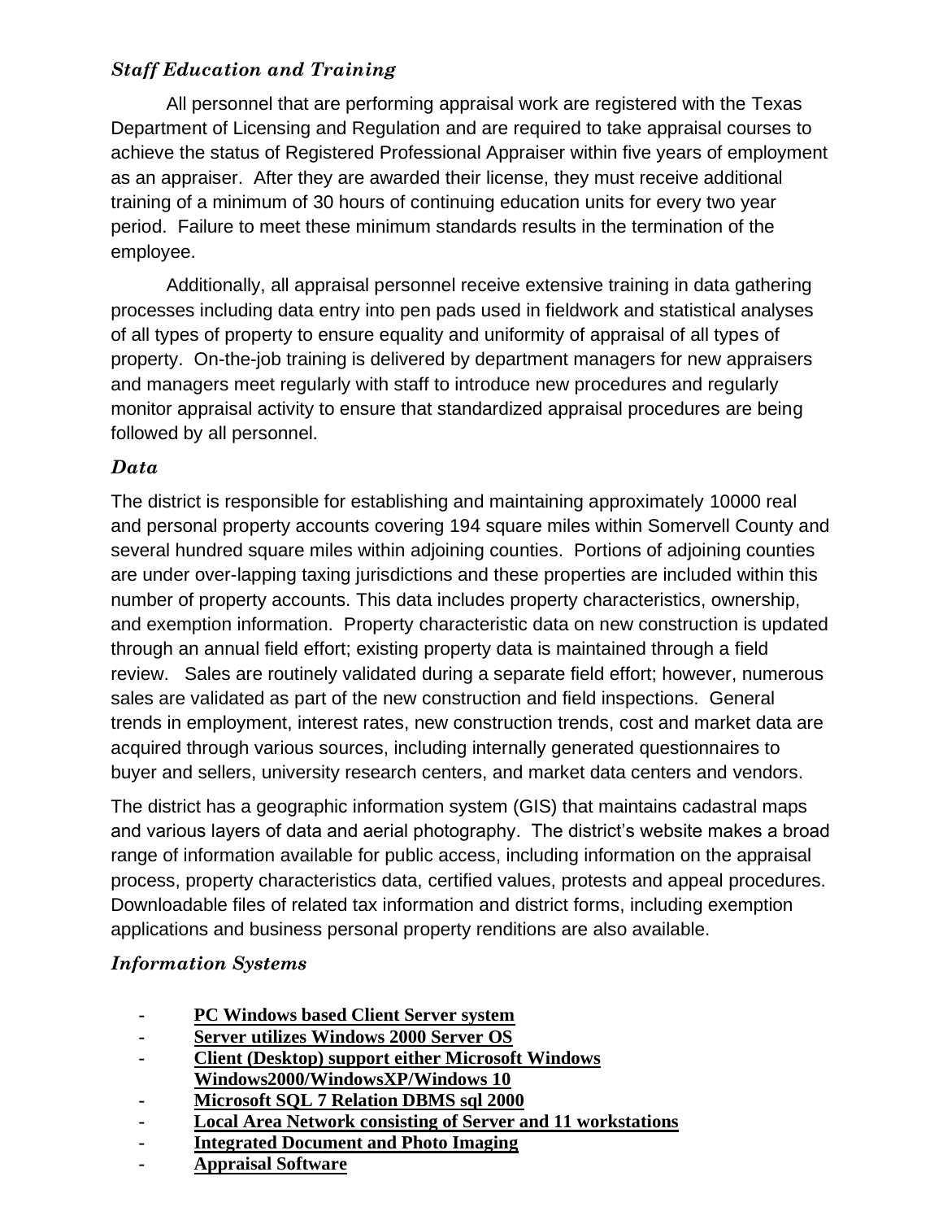### *Staff Education and Training*

All personnel that are performing appraisal work are registered with the Texas Department of Licensing and Regulation and are required to take appraisal courses to achieve the status of Registered Professional Appraiser within five years of employment as an appraiser. After they are awarded their license, they must receive additional training of a minimum of 30 hours of continuing education units for every two year period. Failure to meet these minimum standards results in the termination of the employee.

Additionally, all appraisal personnel receive extensive training in data gathering processes including data entry into pen pads used in fieldwork and statistical analyses of all types of property to ensure equality and uniformity of appraisal of all types of property. On-the-job training is delivered by department managers for new appraisers and managers meet regularly with staff to introduce new procedures and regularly monitor appraisal activity to ensure that standardized appraisal procedures are being followed by all personnel.

### *Data*

The district is responsible for establishing and maintaining approximately 10000 real and personal property accounts covering 194 square miles within Somervell County and several hundred square miles within adjoining counties. Portions of adjoining counties are under over-lapping taxing jurisdictions and these properties are included within this number of property accounts. This data includes property characteristics, ownership, and exemption information. Property characteristic data on new construction is updated through an annual field effort; existing property data is maintained through a field review. Sales are routinely validated during a separate field effort; however, numerous sales are validated as part of the new construction and field inspections. General trends in employment, interest rates, new construction trends, cost and market data are acquired through various sources, including internally generated questionnaires to buyer and sellers, university research centers, and market data centers and vendors.

The district has a geographic information system (GIS) that maintains cadastral maps and various layers of data and aerial photography. The district's website makes a broad range of information available for public access, including information on the appraisal process, property characteristics data, certified values, protests and appeal procedures. Downloadable files of related tax information and district forms, including exemption applications and business personal property renditions are also available.

### *Information Systems*

- **PC Windows based Client Server system**
- **Server utilizes Windows 2000 Server OS**
- **Client (Desktop) support either Microsoft Windows Windows2000/WindowsXP/Windows 10**
- **Microsoft SQL 7 Relation DBMS sql 2000**
- **Local Area Network consisting of Server and 11 workstations**
- **Integrated Document and Photo Imaging**
- **Appraisal Software**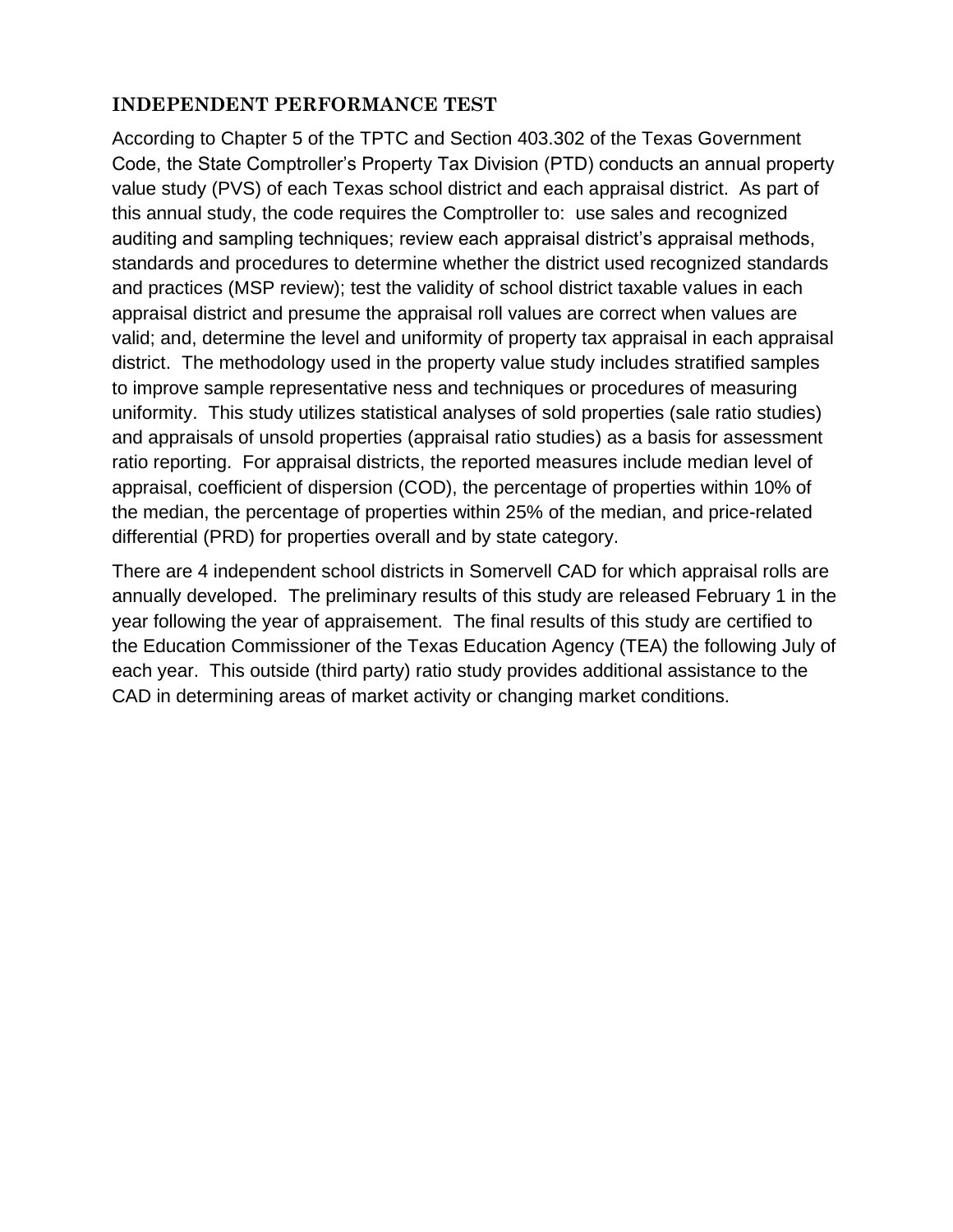## INDEPENDENT PERFORMANCE TEST

According to Chapter 5 of the TPTC and Section 403.302 of the Texas Government Code, the State Comptroller's Property Tax Division (PTD) conducts an annual property value study (PVS) of each Texas school district and each appraisal district. As part of this annual study, the code requires the Comptroller to: use sales and recognized auditing and sampling techniques; review each appraisal district's appraisal methods, standards and procedures to determine whether the district used recognized standards and practices (MSP review); test the validity of school district taxable values in each appraisal district and presume the appraisal roll values are correct when values are valid; and, determine the level and uniformity of property tax appraisal in each appraisal district. The methodology used in the property value study includes stratified samples to improve sample representative ness and techniques or procedures of measuring uniformity. This study utilizes statistical analyses of sold properties (sale ratio studies) and appraisals of unsold properties (appraisal ratio studies) as a basis for assessment ratio reporting. For appraisal districts, the reported measures include median level of appraisal, coefficient of dispersion (COD), the percentage of properties within 10% of the median, the percentage of properties within 25% of the median, and price-related differential (PRD) for properties overall and by state category.

There are 4 independent school districts in Somervell CAD for which appraisal rolls are annually developed. The preliminary results of this study are released February 1 in the year following the year of appraisement. The final results of this study are certified to the Education Commissioner of the Texas Education Agency (TEA) the following July of each year. This outside (third party) ratio study provides additional assistance to the CAD in determining areas of market activity or changing market conditions.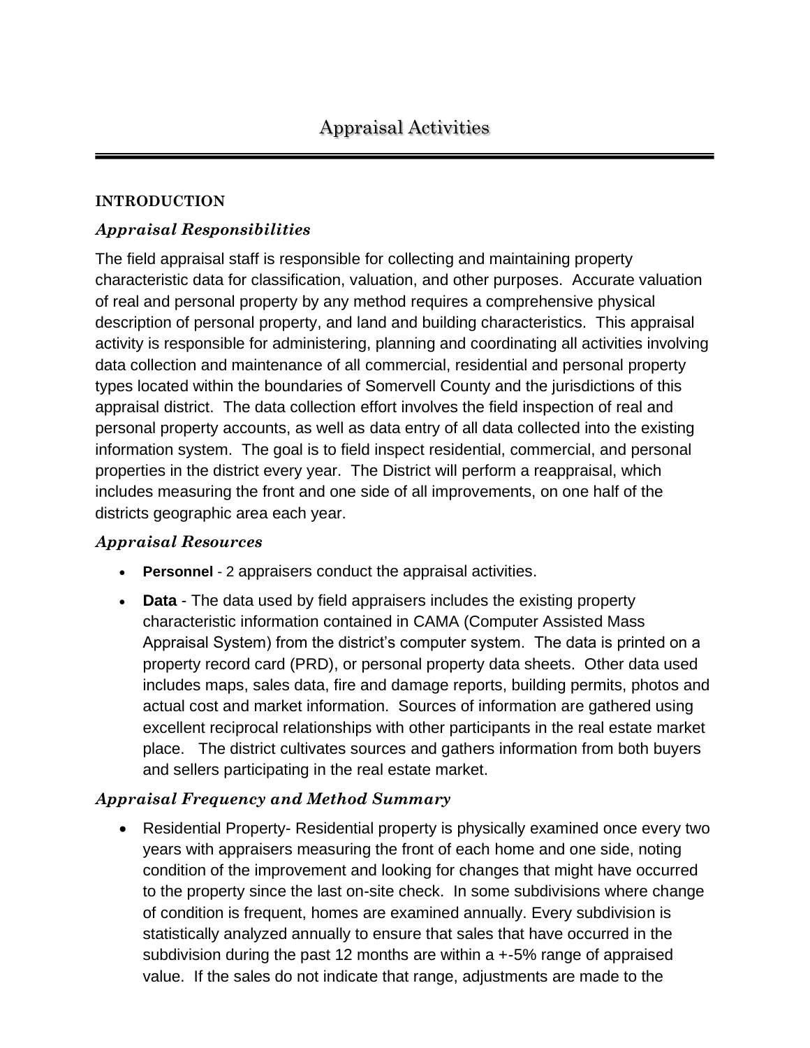# Appraisal Activities

## INTRODUCTION

### *Appraisal Responsibilities*

The field appraisal staff is responsible for collecting and maintaining property characteristic data for classification, valuation, and other purposes. Accurate valuation of real and personal property by any method requires a comprehensive physical description of personal property, and land and building characteristics. This appraisal activity is responsible for administering, planning and coordinating all activities involving data collection and maintenance of all commercial, residential and personal property types located within the boundaries of Somervell County and the jurisdictions of this appraisal district. The data collection effort involves the field inspection of real and personal property accounts, as well as data entry of all data collected into the existing information system. The goal is to field inspect residential, commercial, and personal properties in the district every year. The District will perform a reappraisal, which includes measuring the front and one side of all improvements, on one half of the districts geographic area each year.

### *Appraisal Resources*

- **Personnel** - 2 appraisers conduct the appraisal activities.
- **Data** - The data used by field appraisers includes the existing property characteristic information contained in CAMA (Computer Assisted Mass Appraisal System) from the district's computer system. The data is printed on a property record card (PRD), or personal property data sheets. Other data used includes maps, sales data, fire and damage reports, building permits, photos and actual cost and market information. Sources of information are gathered using excellent reciprocal relationships with other participants in the real estate market place. The district cultivates sources and gathers information from both buyers and sellers participating in the real estate market.

### *Appraisal Frequency and Method Summary*

- Residential Property- Residential property is physically examined once every two years with appraisers measuring the front of each home and one side, noting condition of the improvement and looking for changes that might have occurred to the property since the last on-site check. In some subdivisions where change of condition is frequent, homes are examined annually. Every subdivision is statistically analyzed annually to ensure that sales that have occurred in the subdivision during the past 12 months are within a +-5% range of appraised value. If the sales do not indicate that range, adjustments are made to the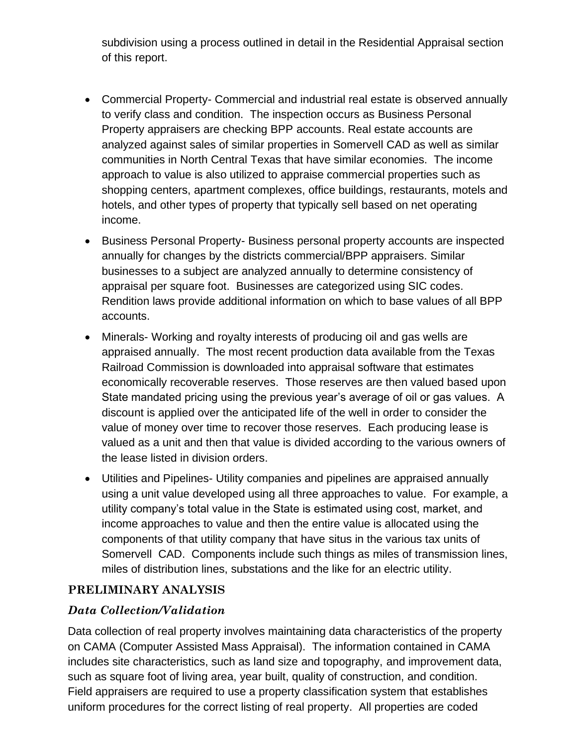subdivision using a process outlined in detail in the Residential Appraisal section of this report.

- Commercial Property- Commercial and industrial real estate is observed annually to verify class and condition. The inspection occurs as Business Personal Property appraisers are checking BPP accounts. Real estate accounts are analyzed against sales of similar properties in Somervell CAD as well as similar communities in North Central Texas that have similar economies. The income approach to value is also utilized to appraise commercial properties such as shopping centers, apartment complexes, office buildings, restaurants, motels and hotels, and other types of property that typically sell based on net operating income.
- Business Personal Property- Business personal property accounts are inspected annually for changes by the districts commercial/BPP appraisers. Similar businesses to a subject are analyzed annually to determine consistency of appraisal per square foot. Businesses are categorized using SIC codes. Rendition laws provide additional information on which to base values of all BPP accounts.
- Minerals- Working and royalty interests of producing oil and gas wells are appraised annually. The most recent production data available from the Texas Railroad Commission is downloaded into appraisal software that estimates economically recoverable reserves. Those reserves are then valued based upon State mandated pricing using the previous year's average of oil or gas values. A discount is applied over the anticipated life of the well in order to consider the value of money over time to recover those reserves. Each producing lease is valued as a unit and then that value is divided according to the various owners of the lease listed in division orders.
- Utilities and Pipelines- Utility companies and pipelines are appraised annually using a unit value developed using all three approaches to value. For example, a utility company's total value in the State is estimated using cost, market, and income approaches to value and then the entire value is allocated using the components of that utility company that have situs in the various tax units of Somervell CAD. Components include such things as miles of transmission lines, miles of distribution lines, substations and the like for an electric utility.

## PRELIMINARY ANALYSIS

### *Data Collection/Validation*

Data collection of real property involves maintaining data characteristics of the property on CAMA (Computer Assisted Mass Appraisal). The information contained in CAMA includes site characteristics, such as land size and topography, and improvement data, such as square foot of living area, year built, quality of construction, and condition. Field appraisers are required to use a property classification system that establishes uniform procedures for the correct listing of real property. All properties are coded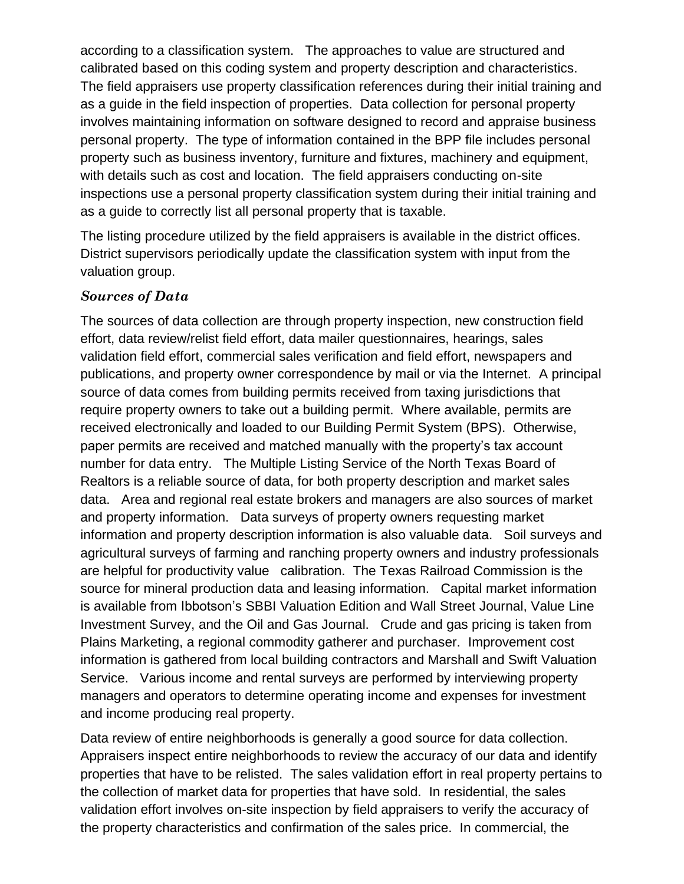according to a classification system. The approaches to value are structured and calibrated based on this coding system and property description and characteristics. The field appraisers use property classification references during their initial training and as a guide in the field inspection of properties. Data collection for personal property involves maintaining information on software designed to record and appraise business personal property. The type of information contained in the BPP file includes personal property such as business inventory, furniture and fixtures, machinery and equipment, with details such as cost and location. The field appraisers conducting on-site inspections use a personal property classification system during their initial training and as a guide to correctly list all personal property that is taxable.

The listing procedure utilized by the field appraisers is available in the district offices. District supervisors periodically update the classification system with input from the valuation group.

### *Sources of Data*

The sources of data collection are through property inspection, new construction field effort, data review/relist field effort, data mailer questionnaires, hearings, sales validation field effort, commercial sales verification and field effort, newspapers and publications, and property owner correspondence by mail or via the Internet. A principal source of data comes from building permits received from taxing jurisdictions that require property owners to take out a building permit. Where available, permits are received electronically and loaded to our Building Permit System (BPS). Otherwise, paper permits are received and matched manually with the property's tax account number for data entry. The Multiple Listing Service of the North Texas Board of Realtors is a reliable source of data, for both property description and market sales data. Area and regional real estate brokers and managers are also sources of market and property information. Data surveys of property owners requesting market information and property description information is also valuable data. Soil surveys and agricultural surveys of farming and ranching property owners and industry professionals are helpful for productivity value calibration. The Texas Railroad Commission is the source for mineral production data and leasing information. Capital market information is available from Ibbotson's SBBI Valuation Edition and Wall Street Journal, Value Line Investment Survey, and the Oil and Gas Journal. Crude and gas pricing is taken from Plains Marketing, a regional commodity gatherer and purchaser. Improvement cost information is gathered from local building contractors and Marshall and Swift Valuation Service. Various income and rental surveys are performed by interviewing property managers and operators to determine operating income and expenses for investment and income producing real property.

Data review of entire neighborhoods is generally a good source for data collection. Appraisers inspect entire neighborhoods to review the accuracy of our data and identify properties that have to be relisted. The sales validation effort in real property pertains to the collection of market data for properties that have sold. In residential, the sales validation effort involves on-site inspection by field appraisers to verify the accuracy of the property characteristics and confirmation of the sales price. In commercial, the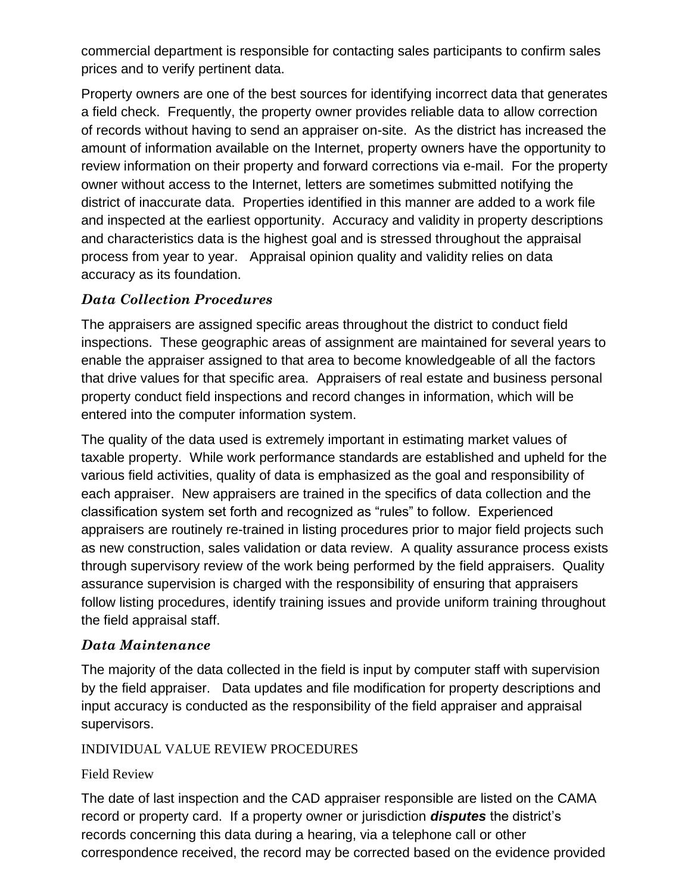commercial department is responsible for contacting sales participants to confirm sales prices and to verify pertinent data.

Property owners are one of the best sources for identifying incorrect data that generates a field check. Frequently, the property owner provides reliable data to allow correction of records without having to send an appraiser on-site. As the district has increased the amount of information available on the Internet, property owners have the opportunity to review information on their property and forward corrections via e-mail. For the property owner without access to the Internet, letters are sometimes submitted notifying the district of inaccurate data. Properties identified in this manner are added to a work file and inspected at the earliest opportunity. Accuracy and validity in property descriptions and characteristics data is the highest goal and is stressed throughout the appraisal process from year to year. Appraisal opinion quality and validity relies on data accuracy as its foundation.

### *Data Collection Procedures*

The appraisers are assigned specific areas throughout the district to conduct field inspections. These geographic areas of assignment are maintained for several years to enable the appraiser assigned to that area to become knowledgeable of all the factors that drive values for that specific area. Appraisers of real estate and business personal property conduct field inspections and record changes in information, which will be entered into the computer information system.

The quality of the data used is extremely important in estimating market values of taxable property. While work performance standards are established and upheld for the various field activities, quality of data is emphasized as the goal and responsibility of each appraiser. New appraisers are trained in the specifics of data collection and the classification system set forth and recognized as "rules" to follow. Experienced appraisers are routinely re-trained in listing procedures prior to major field projects such as new construction, sales validation or data review. A quality assurance process exists through supervisory review of the work being performed by the field appraisers. Quality assurance supervision is charged with the responsibility of ensuring that appraisers follow listing procedures, identify training issues and provide uniform training throughout the field appraisal staff.

### *Data Maintenance*

The majority of the data collected in the field is input by computer staff with supervision by the field appraiser. Data updates and file modification for property descriptions and input accuracy is conducted as the responsibility of the field appraiser and appraisal supervisors.

## INDIVIDUAL VALUE REVIEW PROCEDURES

### Field Review

The date of last inspection and the CAD appraiser responsible are listed on the CAMA record or property card. If a property owner or jurisdiction ***disputes*** the district's records concerning this data during a hearing, via a telephone call or other correspondence received, the record may be corrected based on the evidence provided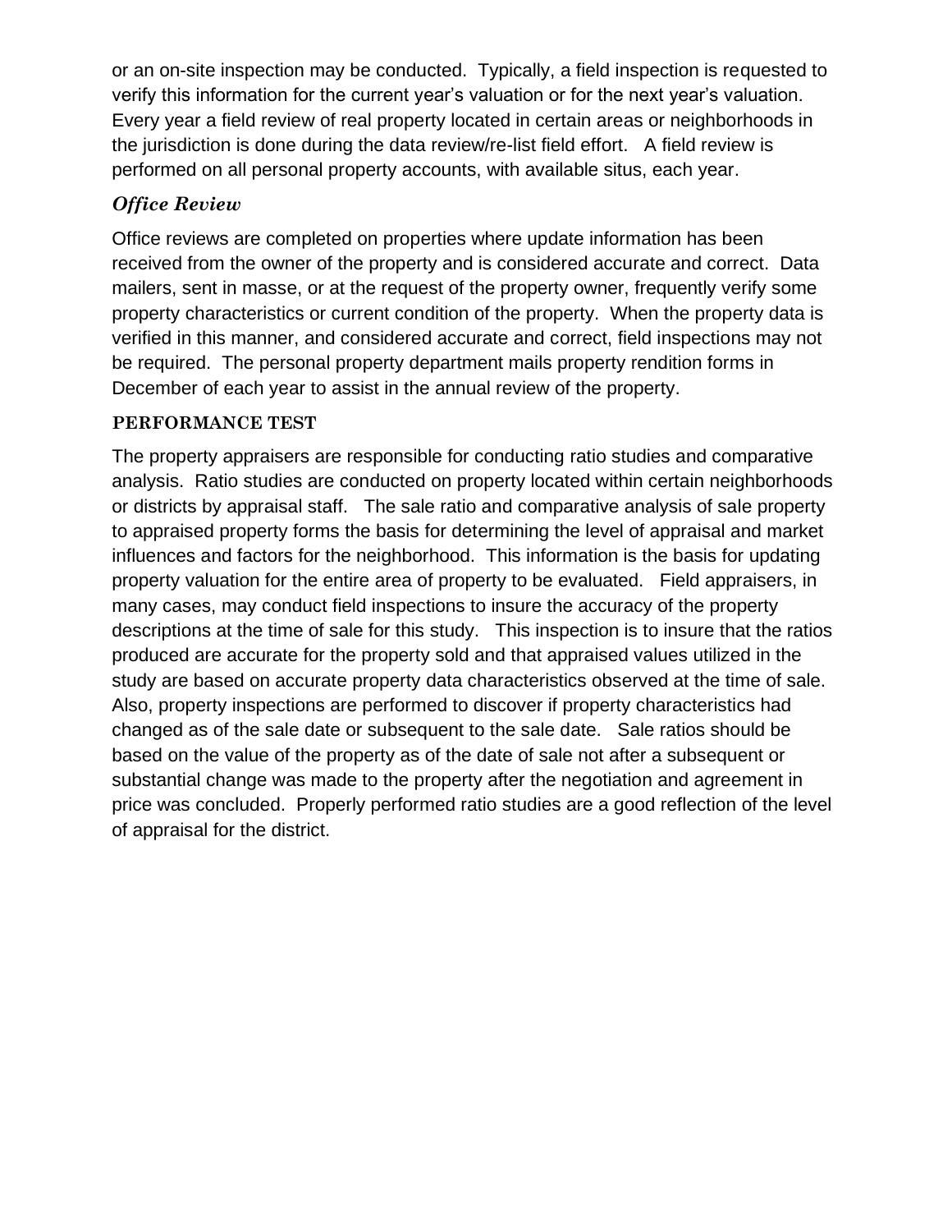or an on-site inspection may be conducted. Typically, a field inspection is requested to verify this information for the current year's valuation or for the next year's valuation. Every year a field review of real property located in certain areas or neighborhoods in the jurisdiction is done during the data review/re-list field effort. A field review is performed on all personal property accounts, with available situs, each year.

### *Office Review*

Office reviews are completed on properties where update information has been received from the owner of the property and is considered accurate and correct. Data mailers, sent in masse, or at the request of the property owner, frequently verify some property characteristics or current condition of the property. When the property data is verified in this manner, and considered accurate and correct, field inspections may not be required. The personal property department mails property rendition forms in December of each year to assist in the annual review of the property.

## PERFORMANCE TEST

The property appraisers are responsible for conducting ratio studies and comparative analysis. Ratio studies are conducted on property located within certain neighborhoods or districts by appraisal staff. The sale ratio and comparative analysis of sale property to appraised property forms the basis for determining the level of appraisal and market influences and factors for the neighborhood. This information is the basis for updating property valuation for the entire area of property to be evaluated. Field appraisers, in many cases, may conduct field inspections to insure the accuracy of the property descriptions at the time of sale for this study. This inspection is to insure that the ratios produced are accurate for the property sold and that appraised values utilized in the study are based on accurate property data characteristics observed at the time of sale. Also, property inspections are performed to discover if property characteristics had changed as of the sale date or subsequent to the sale date. Sale ratios should be based on the value of the property as of the date of sale not after a subsequent or substantial change was made to the property after the negotiation and agreement in price was concluded. Properly performed ratio studies are a good reflection of the level of appraisal for the district.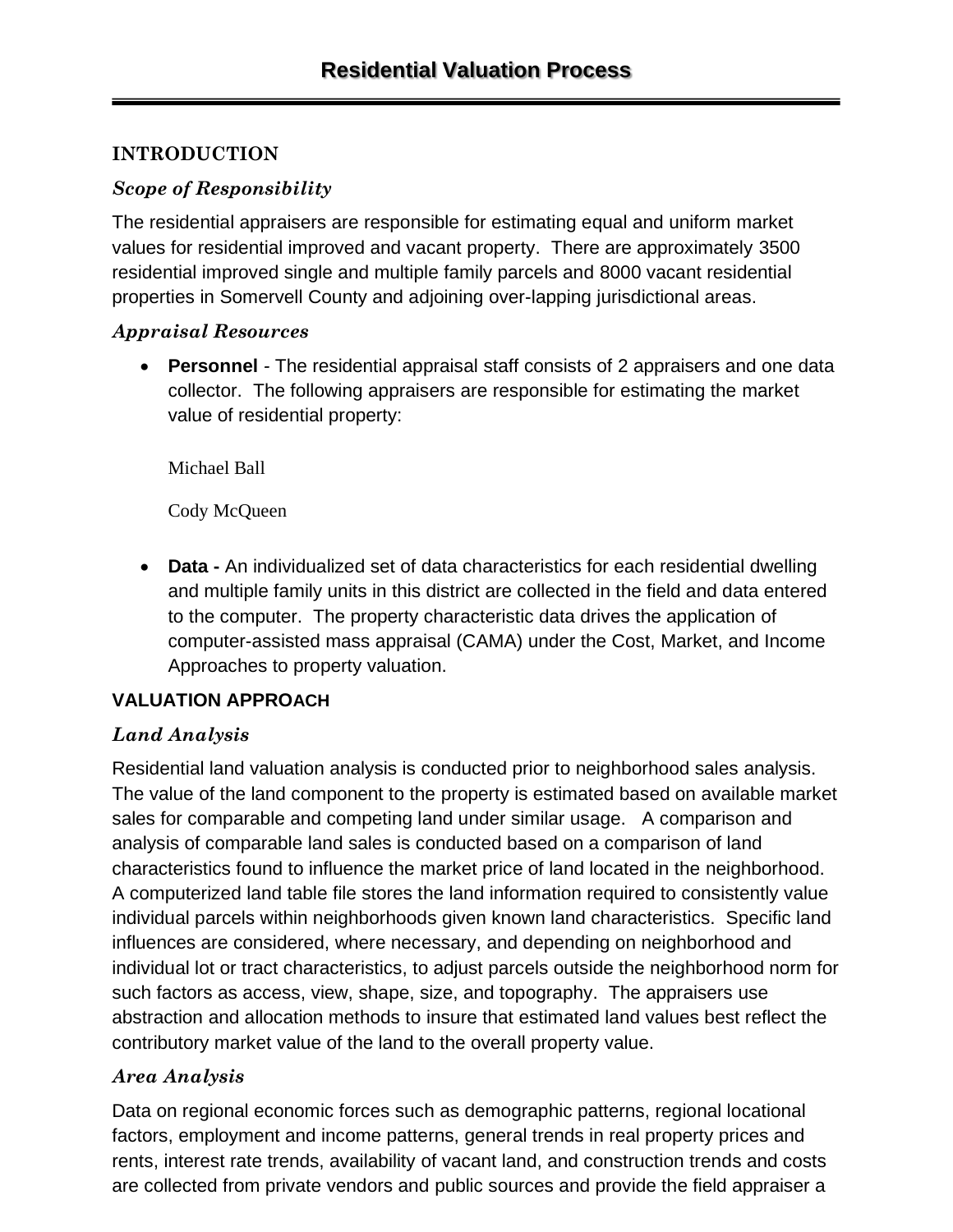# Residential Valuation Process

## INTRODUCTION

### *Scope of Responsibility*

The residential appraisers are responsible for estimating equal and uniform market values for residential improved and vacant property. There are approximately 3500 residential improved single and multiple family parcels and 8000 vacant residential properties in Somervell County and adjoining over-lapping jurisdictional areas.

### *Appraisal Resources*

- **Personnel** - The residential appraisal staff consists of 2 appraisers and one data collector. The following appraisers are responsible for estimating the market value of residential property:

  Michael Ball

  Cody McQueen

- **Data -** An individualized set of data characteristics for each residential dwelling and multiple family units in this district are collected in the field and data entered to the computer. The property characteristic data drives the application of computer-assisted mass appraisal (CAMA) under the Cost, Market, and Income Approaches to property valuation.

## VALUATION APPROACH

### *Land Analysis*

Residential land valuation analysis is conducted prior to neighborhood sales analysis. The value of the land component to the property is estimated based on available market sales for comparable and competing land under similar usage. A comparison and analysis of comparable land sales is conducted based on a comparison of land characteristics found to influence the market price of land located in the neighborhood. A computerized land table file stores the land information required to consistently value individual parcels within neighborhoods given known land characteristics. Specific land influences are considered, where necessary, and depending on neighborhood and individual lot or tract characteristics, to adjust parcels outside the neighborhood norm for such factors as access, view, shape, size, and topography. The appraisers use abstraction and allocation methods to insure that estimated land values best reflect the contributory market value of the land to the overall property value.

### *Area Analysis*

Data on regional economic forces such as demographic patterns, regional locational factors, employment and income patterns, general trends in real property prices and rents, interest rate trends, availability of vacant land, and construction trends and costs are collected from private vendors and public sources and provide the field appraiser a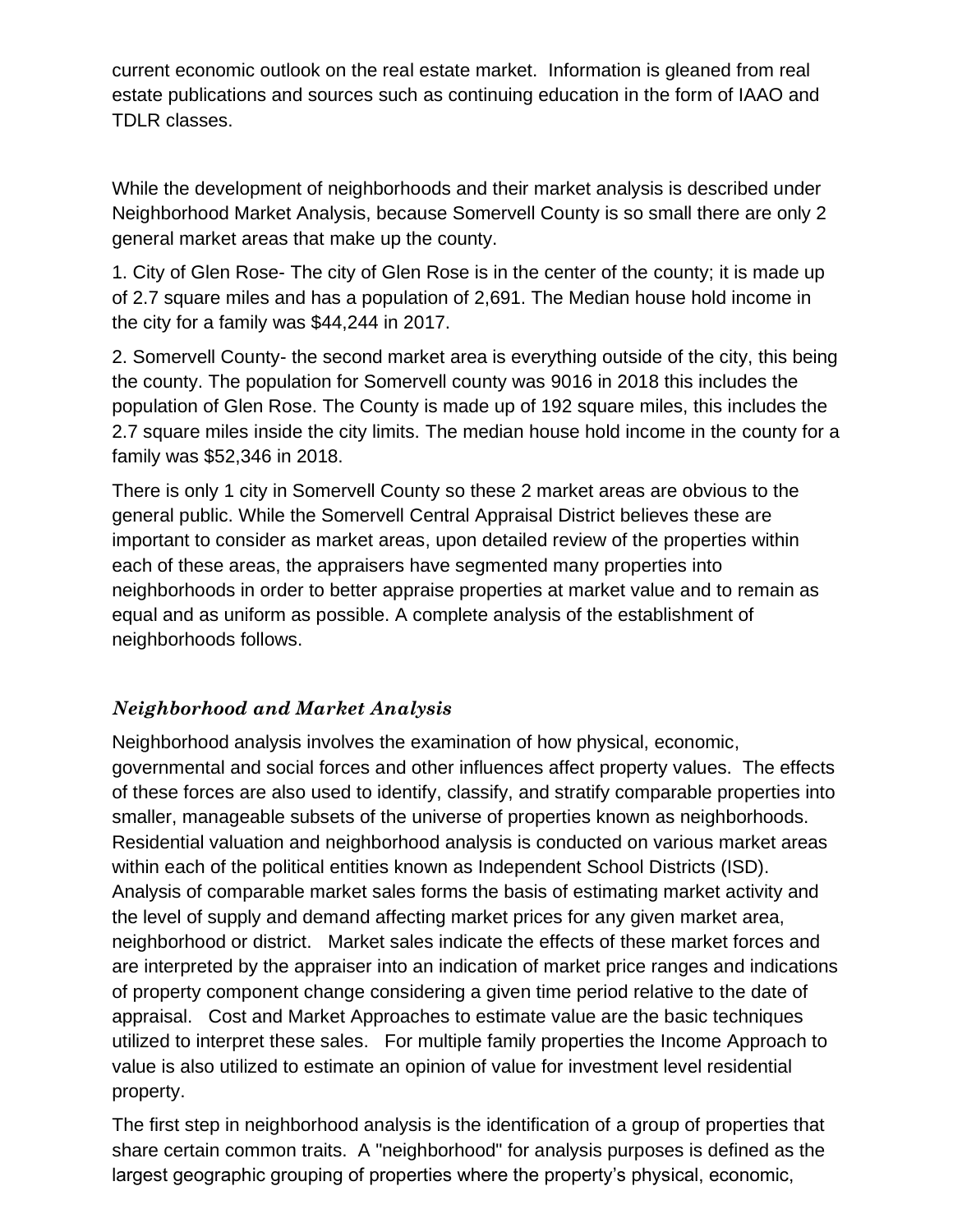current economic outlook on the real estate market. Information is gleaned from real estate publications and sources such as continuing education in the form of IAAO and TDLR classes.

While the development of neighborhoods and their market analysis is described under Neighborhood Market Analysis, because Somervell County is so small there are only 2 general market areas that make up the county.

1. City of Glen Rose- The city of Glen Rose is in the center of the county; it is made up of 2.7 square miles and has a population of 2,691. The Median house hold income in the city for a family was $44,244 in 2017.

2. Somervell County- the second market area is everything outside of the city, this being the county. The population for Somervell county was 9016 in 2018 this includes the population of Glen Rose. The County is made up of 192 square miles, this includes the 2.7 square miles inside the city limits. The median house hold income in the county for a family was $52,346 in 2018.

There is only 1 city in Somervell County so these 2 market areas are obvious to the general public. While the Somervell Central Appraisal District believes these are important to consider as market areas, upon detailed review of the properties within each of these areas, the appraisers have segmented many properties into neighborhoods in order to better appraise properties at market value and to remain as equal and as uniform as possible. A complete analysis of the establishment of neighborhoods follows.

### *Neighborhood and Market Analysis*

Neighborhood analysis involves the examination of how physical, economic, governmental and social forces and other influences affect property values. The effects of these forces are also used to identify, classify, and stratify comparable properties into smaller, manageable subsets of the universe of properties known as neighborhoods. Residential valuation and neighborhood analysis is conducted on various market areas within each of the political entities known as Independent School Districts (ISD). Analysis of comparable market sales forms the basis of estimating market activity and the level of supply and demand affecting market prices for any given market area, neighborhood or district. Market sales indicate the effects of these market forces and are interpreted by the appraiser into an indication of market price ranges and indications of property component change considering a given time period relative to the date of appraisal. Cost and Market Approaches to estimate value are the basic techniques utilized to interpret these sales. For multiple family properties the Income Approach to value is also utilized to estimate an opinion of value for investment level residential property.

The first step in neighborhood analysis is the identification of a group of properties that share certain common traits. A "neighborhood" for analysis purposes is defined as the largest geographic grouping of properties where the property's physical, economic,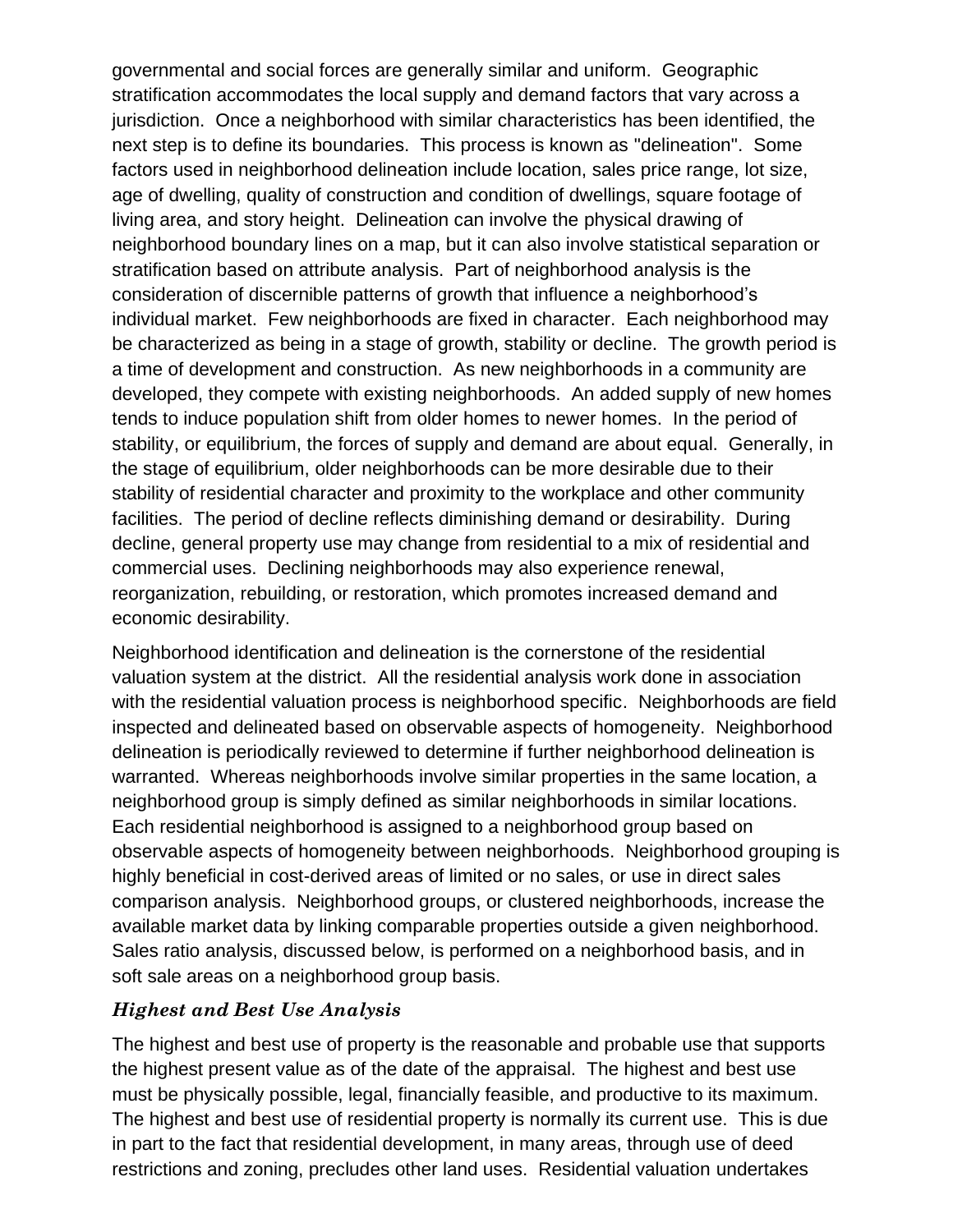governmental and social forces are generally similar and uniform. Geographic stratification accommodates the local supply and demand factors that vary across a jurisdiction. Once a neighborhood with similar characteristics has been identified, the next step is to define its boundaries. This process is known as "delineation". Some factors used in neighborhood delineation include location, sales price range, lot size, age of dwelling, quality of construction and condition of dwellings, square footage of living area, and story height. Delineation can involve the physical drawing of neighborhood boundary lines on a map, but it can also involve statistical separation or stratification based on attribute analysis. Part of neighborhood analysis is the consideration of discernible patterns of growth that influence a neighborhood's individual market. Few neighborhoods are fixed in character. Each neighborhood may be characterized as being in a stage of growth, stability or decline. The growth period is a time of development and construction. As new neighborhoods in a community are developed, they compete with existing neighborhoods. An added supply of new homes tends to induce population shift from older homes to newer homes. In the period of stability, or equilibrium, the forces of supply and demand are about equal. Generally, in the stage of equilibrium, older neighborhoods can be more desirable due to their stability of residential character and proximity to the workplace and other community facilities. The period of decline reflects diminishing demand or desirability. During decline, general property use may change from residential to a mix of residential and commercial uses. Declining neighborhoods may also experience renewal, reorganization, rebuilding, or restoration, which promotes increased demand and economic desirability.

Neighborhood identification and delineation is the cornerstone of the residential valuation system at the district. All the residential analysis work done in association with the residential valuation process is neighborhood specific. Neighborhoods are field inspected and delineated based on observable aspects of homogeneity. Neighborhood delineation is periodically reviewed to determine if further neighborhood delineation is warranted. Whereas neighborhoods involve similar properties in the same location, a neighborhood group is simply defined as similar neighborhoods in similar locations. Each residential neighborhood is assigned to a neighborhood group based on observable aspects of homogeneity between neighborhoods. Neighborhood grouping is highly beneficial in cost-derived areas of limited or no sales, or use in direct sales comparison analysis. Neighborhood groups, or clustered neighborhoods, increase the available market data by linking comparable properties outside a given neighborhood. Sales ratio analysis, discussed below, is performed on a neighborhood basis, and in soft sale areas on a neighborhood group basis.

### *Highest and Best Use Analysis*

The highest and best use of property is the reasonable and probable use that supports the highest present value as of the date of the appraisal. The highest and best use must be physically possible, legal, financially feasible, and productive to its maximum. The highest and best use of residential property is normally its current use. This is due in part to the fact that residential development, in many areas, through use of deed restrictions and zoning, precludes other land uses. Residential valuation undertakes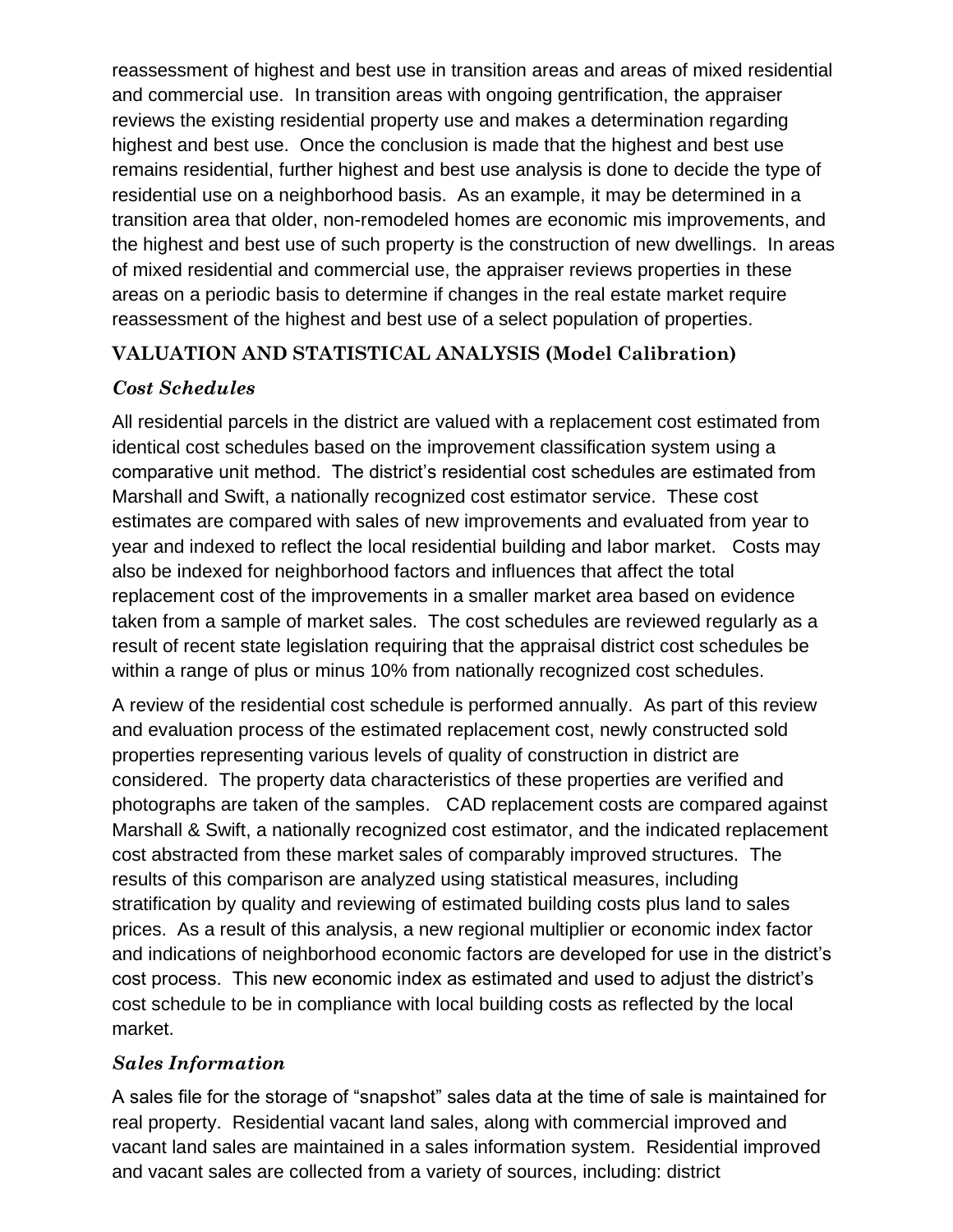reassessment of highest and best use in transition areas and areas of mixed residential and commercial use. In transition areas with ongoing gentrification, the appraiser reviews the existing residential property use and makes a determination regarding highest and best use. Once the conclusion is made that the highest and best use remains residential, further highest and best use analysis is done to decide the type of residential use on a neighborhood basis. As an example, it may be determined in a transition area that older, non-remodeled homes are economic mis improvements, and the highest and best use of such property is the construction of new dwellings. In areas of mixed residential and commercial use, the appraiser reviews properties in these areas on a periodic basis to determine if changes in the real estate market require reassessment of the highest and best use of a select population of properties.

## VALUATION AND STATISTICAL ANALYSIS (Model Calibration)

### *Cost Schedules*

All residential parcels in the district are valued with a replacement cost estimated from identical cost schedules based on the improvement classification system using a comparative unit method. The district's residential cost schedules are estimated from Marshall and Swift, a nationally recognized cost estimator service. These cost estimates are compared with sales of new improvements and evaluated from year to year and indexed to reflect the local residential building and labor market. Costs may also be indexed for neighborhood factors and influences that affect the total replacement cost of the improvements in a smaller market area based on evidence taken from a sample of market sales. The cost schedules are reviewed regularly as a result of recent state legislation requiring that the appraisal district cost schedules be within a range of plus or minus 10% from nationally recognized cost schedules.

A review of the residential cost schedule is performed annually. As part of this review and evaluation process of the estimated replacement cost, newly constructed sold properties representing various levels of quality of construction in district are considered. The property data characteristics of these properties are verified and photographs are taken of the samples. CAD replacement costs are compared against Marshall & Swift, a nationally recognized cost estimator, and the indicated replacement cost abstracted from these market sales of comparably improved structures. The results of this comparison are analyzed using statistical measures, including stratification by quality and reviewing of estimated building costs plus land to sales prices. As a result of this analysis, a new regional multiplier or economic index factor and indications of neighborhood economic factors are developed for use in the district's cost process. This new economic index as estimated and used to adjust the district's cost schedule to be in compliance with local building costs as reflected by the local market.

### *Sales Information*

A sales file for the storage of "snapshot" sales data at the time of sale is maintained for real property. Residential vacant land sales, along with commercial improved and vacant land sales are maintained in a sales information system. Residential improved and vacant sales are collected from a variety of sources, including: district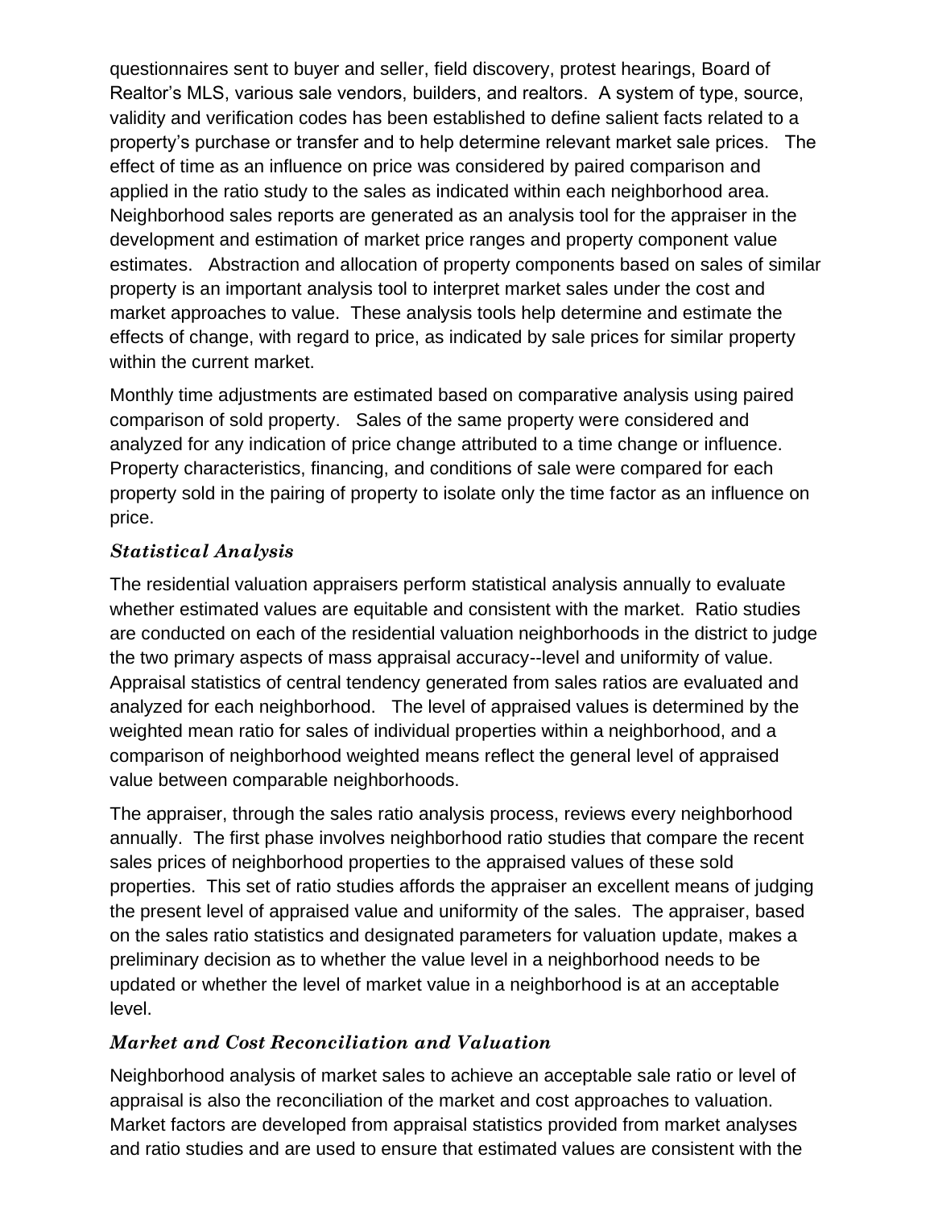questionnaires sent to buyer and seller, field discovery, protest hearings, Board of Realtor's MLS, various sale vendors, builders, and realtors. A system of type, source, validity and verification codes has been established to define salient facts related to a property's purchase or transfer and to help determine relevant market sale prices. The effect of time as an influence on price was considered by paired comparison and applied in the ratio study to the sales as indicated within each neighborhood area. Neighborhood sales reports are generated as an analysis tool for the appraiser in the development and estimation of market price ranges and property component value estimates. Abstraction and allocation of property components based on sales of similar property is an important analysis tool to interpret market sales under the cost and market approaches to value. These analysis tools help determine and estimate the effects of change, with regard to price, as indicated by sale prices for similar property within the current market.

Monthly time adjustments are estimated based on comparative analysis using paired comparison of sold property. Sales of the same property were considered and analyzed for any indication of price change attributed to a time change or influence. Property characteristics, financing, and conditions of sale were compared for each property sold in the pairing of property to isolate only the time factor as an influence on price.

### *Statistical Analysis*

The residential valuation appraisers perform statistical analysis annually to evaluate whether estimated values are equitable and consistent with the market. Ratio studies are conducted on each of the residential valuation neighborhoods in the district to judge the two primary aspects of mass appraisal accuracy--level and uniformity of value. Appraisal statistics of central tendency generated from sales ratios are evaluated and analyzed for each neighborhood. The level of appraised values is determined by the weighted mean ratio for sales of individual properties within a neighborhood, and a comparison of neighborhood weighted means reflect the general level of appraised value between comparable neighborhoods.

The appraiser, through the sales ratio analysis process, reviews every neighborhood annually. The first phase involves neighborhood ratio studies that compare the recent sales prices of neighborhood properties to the appraised values of these sold properties. This set of ratio studies affords the appraiser an excellent means of judging the present level of appraised value and uniformity of the sales. The appraiser, based on the sales ratio statistics and designated parameters for valuation update, makes a preliminary decision as to whether the value level in a neighborhood needs to be updated or whether the level of market value in a neighborhood is at an acceptable level.

### *Market and Cost Reconciliation and Valuation*

Neighborhood analysis of market sales to achieve an acceptable sale ratio or level of appraisal is also the reconciliation of the market and cost approaches to valuation. Market factors are developed from appraisal statistics provided from market analyses and ratio studies and are used to ensure that estimated values are consistent with the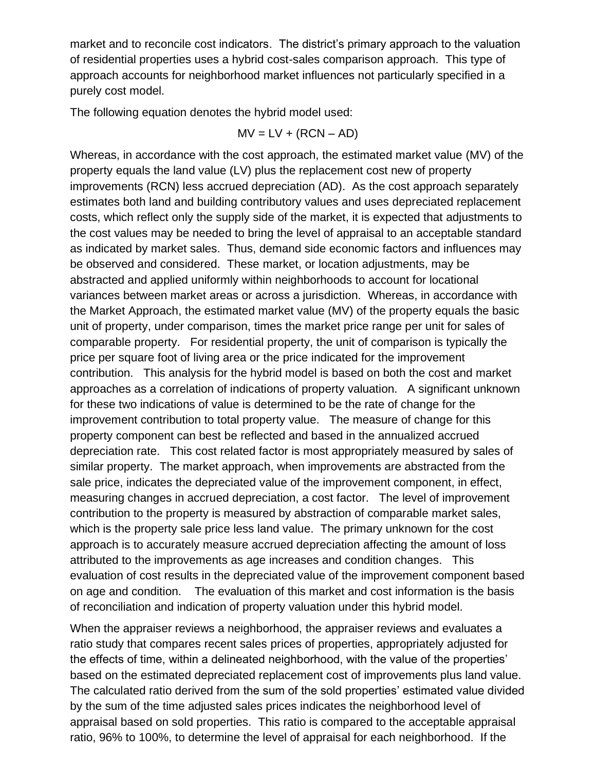market and to reconcile cost indicators. The district's primary approach to the valuation of residential properties uses a hybrid cost-sales comparison approach. This type of approach accounts for neighborhood market influences not particularly specified in a purely cost model.

The following equation denotes the hybrid model used:

$$MV = LV + (RCN - AD)$$

Whereas, in accordance with the cost approach, the estimated market value (MV) of the property equals the land value (LV) plus the replacement cost new of property improvements (RCN) less accrued depreciation (AD). As the cost approach separately estimates both land and building contributory values and uses depreciated replacement costs, which reflect only the supply side of the market, it is expected that adjustments to the cost values may be needed to bring the level of appraisal to an acceptable standard as indicated by market sales. Thus, demand side economic factors and influences may be observed and considered. These market, or location adjustments, may be abstracted and applied uniformly within neighborhoods to account for locational variances between market areas or across a jurisdiction. Whereas, in accordance with the Market Approach, the estimated market value (MV) of the property equals the basic unit of property, under comparison, times the market price range per unit for sales of comparable property. For residential property, the unit of comparison is typically the price per square foot of living area or the price indicated for the improvement contribution. This analysis for the hybrid model is based on both the cost and market approaches as a correlation of indications of property valuation. A significant unknown for these two indications of value is determined to be the rate of change for the improvement contribution to total property value. The measure of change for this property component can best be reflected and based in the annualized accrued depreciation rate. This cost related factor is most appropriately measured by sales of similar property. The market approach, when improvements are abstracted from the sale price, indicates the depreciated value of the improvement component, in effect, measuring changes in accrued depreciation, a cost factor. The level of improvement contribution to the property is measured by abstraction of comparable market sales, which is the property sale price less land value. The primary unknown for the cost approach is to accurately measure accrued depreciation affecting the amount of loss attributed to the improvements as age increases and condition changes. This evaluation of cost results in the depreciated value of the improvement component based on age and condition. The evaluation of this market and cost information is the basis of reconciliation and indication of property valuation under this hybrid model.

When the appraiser reviews a neighborhood, the appraiser reviews and evaluates a ratio study that compares recent sales prices of properties, appropriately adjusted for the effects of time, within a delineated neighborhood, with the value of the properties' based on the estimated depreciated replacement cost of improvements plus land value. The calculated ratio derived from the sum of the sold properties' estimated value divided by the sum of the time adjusted sales prices indicates the neighborhood level of appraisal based on sold properties. This ratio is compared to the acceptable appraisal ratio, 96% to 100%, to determine the level of appraisal for each neighborhood. If the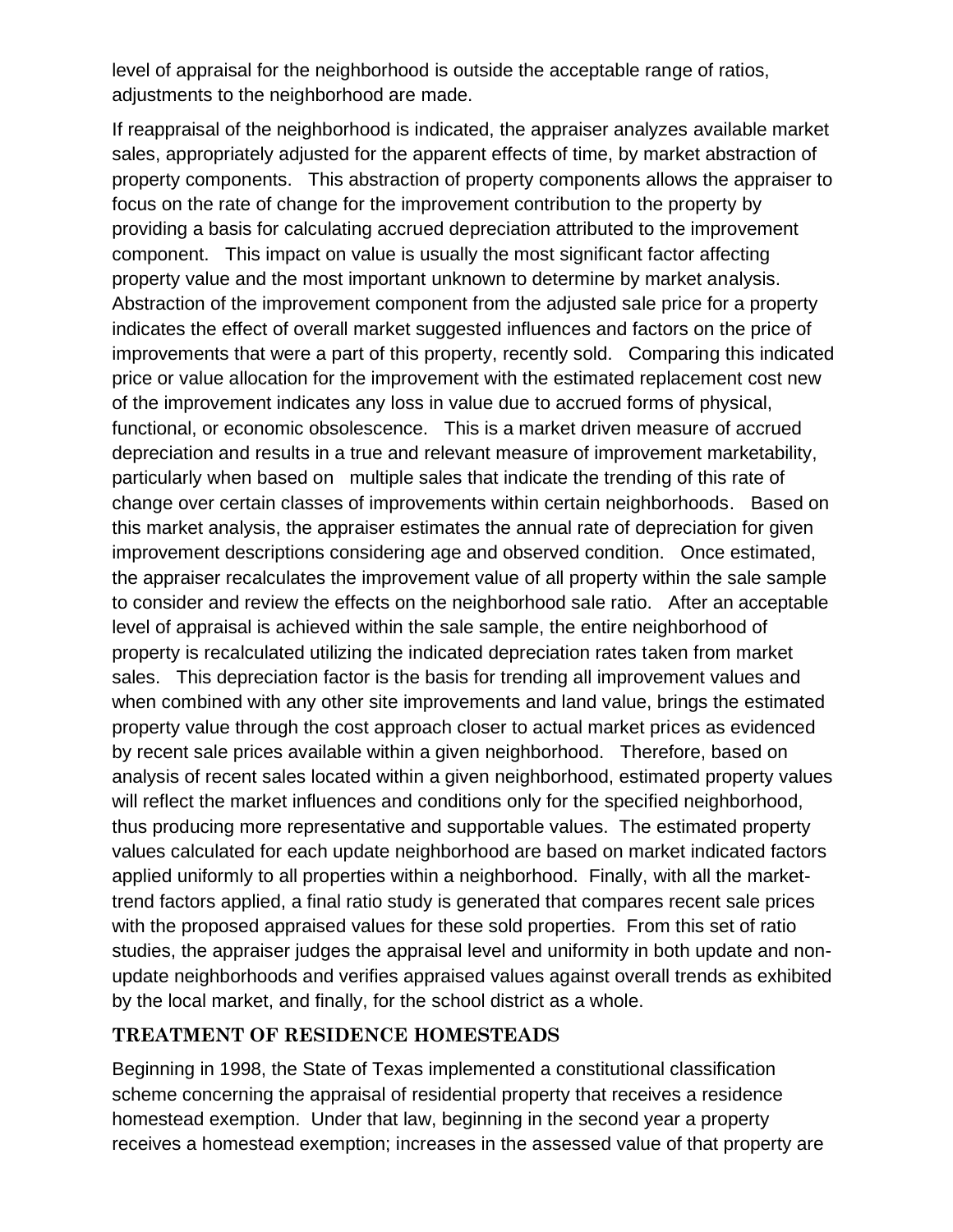level of appraisal for the neighborhood is outside the acceptable range of ratios, adjustments to the neighborhood are made.

If reappraisal of the neighborhood is indicated, the appraiser analyzes available market sales, appropriately adjusted for the apparent effects of time, by market abstraction of property components. This abstraction of property components allows the appraiser to focus on the rate of change for the improvement contribution to the property by providing a basis for calculating accrued depreciation attributed to the improvement component. This impact on value is usually the most significant factor affecting property value and the most important unknown to determine by market analysis. Abstraction of the improvement component from the adjusted sale price for a property indicates the effect of overall market suggested influences and factors on the price of improvements that were a part of this property, recently sold. Comparing this indicated price or value allocation for the improvement with the estimated replacement cost new of the improvement indicates any loss in value due to accrued forms of physical, functional, or economic obsolescence. This is a market driven measure of accrued depreciation and results in a true and relevant measure of improvement marketability, particularly when based on multiple sales that indicate the trending of this rate of change over certain classes of improvements within certain neighborhoods. Based on this market analysis, the appraiser estimates the annual rate of depreciation for given improvement descriptions considering age and observed condition. Once estimated, the appraiser recalculates the improvement value of all property within the sale sample to consider and review the effects on the neighborhood sale ratio. After an acceptable level of appraisal is achieved within the sale sample, the entire neighborhood of property is recalculated utilizing the indicated depreciation rates taken from market sales. This depreciation factor is the basis for trending all improvement values and when combined with any other site improvements and land value, brings the estimated property value through the cost approach closer to actual market prices as evidenced by recent sale prices available within a given neighborhood. Therefore, based on analysis of recent sales located within a given neighborhood, estimated property values will reflect the market influences and conditions only for the specified neighborhood, thus producing more representative and supportable values. The estimated property values calculated for each update neighborhood are based on market indicated factors applied uniformly to all properties within a neighborhood. Finally, with all the market-trend factors applied, a final ratio study is generated that compares recent sale prices with the proposed appraised values for these sold properties. From this set of ratio studies, the appraiser judges the appraisal level and uniformity in both update and non-update neighborhoods and verifies appraised values against overall trends as exhibited by the local market, and finally, for the school district as a whole.

## TREATMENT OF RESIDENCE HOMESTEADS

Beginning in 1998, the State of Texas implemented a constitutional classification scheme concerning the appraisal of residential property that receives a residence homestead exemption. Under that law, beginning in the second year a property receives a homestead exemption; increases in the assessed value of that property are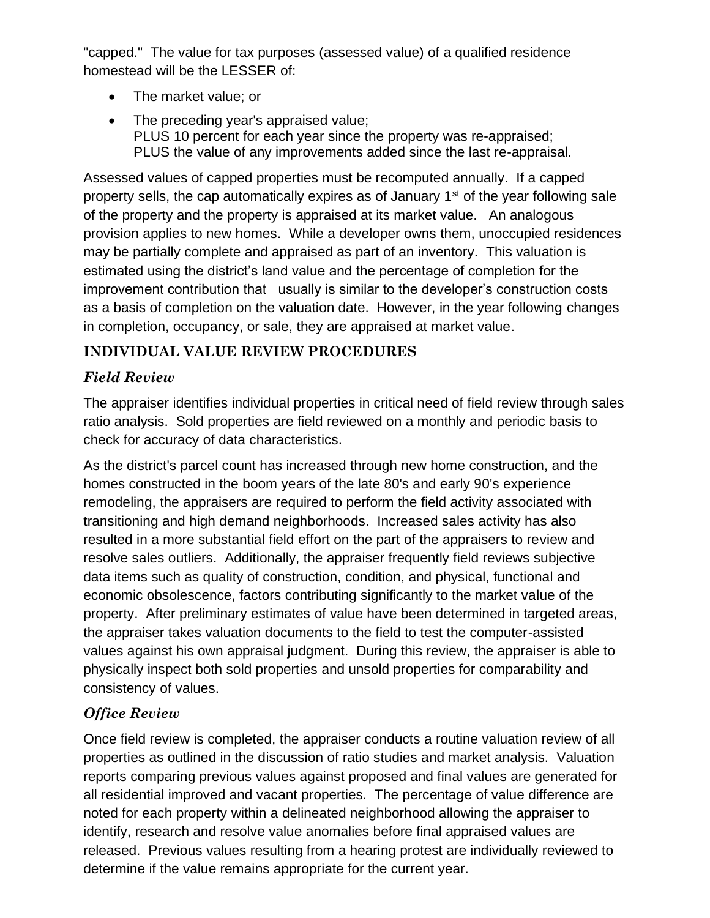"capped." The value for tax purposes (assessed value) of a qualified residence homestead will be the LESSER of:

- The market value; or
- The preceding year's appraised value;
  PLUS 10 percent for each year since the property was re-appraised;
  PLUS the value of any improvements added since the last re-appraisal.

Assessed values of capped properties must be recomputed annually. If a capped property sells, the cap automatically expires as of January 1st of the year following sale of the property and the property is appraised at its market value. An analogous provision applies to new homes. While a developer owns them, unoccupied residences may be partially complete and appraised as part of an inventory. This valuation is estimated using the district's land value and the percentage of completion for the improvement contribution that usually is similar to the developer's construction costs as a basis of completion on the valuation date. However, in the year following changes in completion, occupancy, or sale, they are appraised at market value.

## INDIVIDUAL VALUE REVIEW PROCEDURES

### *Field Review*

The appraiser identifies individual properties in critical need of field review through sales ratio analysis. Sold properties are field reviewed on a monthly and periodic basis to check for accuracy of data characteristics.

As the district's parcel count has increased through new home construction, and the homes constructed in the boom years of the late 80's and early 90's experience remodeling, the appraisers are required to perform the field activity associated with transitioning and high demand neighborhoods. Increased sales activity has also resulted in a more substantial field effort on the part of the appraisers to review and resolve sales outliers. Additionally, the appraiser frequently field reviews subjective data items such as quality of construction, condition, and physical, functional and economic obsolescence, factors contributing significantly to the market value of the property. After preliminary estimates of value have been determined in targeted areas, the appraiser takes valuation documents to the field to test the computer-assisted values against his own appraisal judgment. During this review, the appraiser is able to physically inspect both sold properties and unsold properties for comparability and consistency of values.

### *Office Review*

Once field review is completed, the appraiser conducts a routine valuation review of all properties as outlined in the discussion of ratio studies and market analysis. Valuation reports comparing previous values against proposed and final values are generated for all residential improved and vacant properties. The percentage of value difference are noted for each property within a delineated neighborhood allowing the appraiser to identify, research and resolve value anomalies before final appraised values are released. Previous values resulting from a hearing protest are individually reviewed to determine if the value remains appropriate for the current year.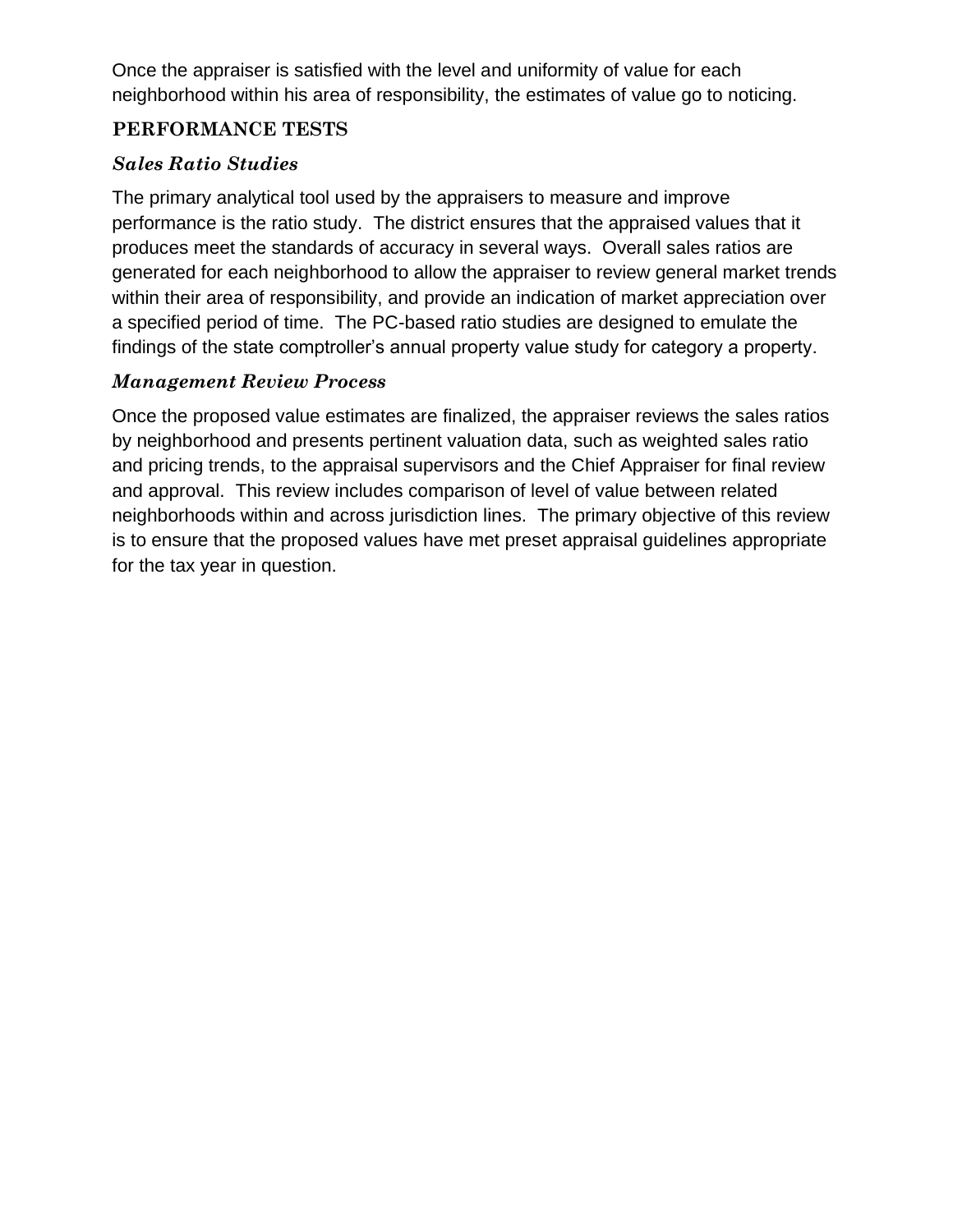Once the appraiser is satisfied with the level and uniformity of value for each neighborhood within his area of responsibility, the estimates of value go to noticing.

## PERFORMANCE TESTS

### *Sales Ratio Studies*

The primary analytical tool used by the appraisers to measure and improve performance is the ratio study. The district ensures that the appraised values that it produces meet the standards of accuracy in several ways. Overall sales ratios are generated for each neighborhood to allow the appraiser to review general market trends within their area of responsibility, and provide an indication of market appreciation over a specified period of time. The PC-based ratio studies are designed to emulate the findings of the state comptroller's annual property value study for category a property.

### *Management Review Process*

Once the proposed value estimates are finalized, the appraiser reviews the sales ratios by neighborhood and presents pertinent valuation data, such as weighted sales ratio and pricing trends, to the appraisal supervisors and the Chief Appraiser for final review and approval. This review includes comparison of level of value between related neighborhoods within and across jurisdiction lines. The primary objective of this review is to ensure that the proposed values have met preset appraisal guidelines appropriate for the tax year in question.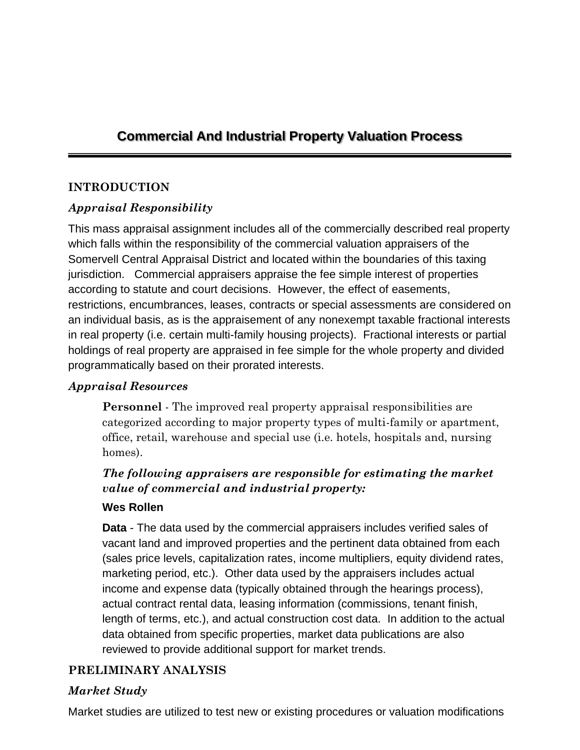# Commercial And Industrial Property Valuation Process

## INTRODUCTION

### *Appraisal Responsibility*

This mass appraisal assignment includes all of the commercially described real property which falls within the responsibility of the commercial valuation appraisers of the Somervell Central Appraisal District and located within the boundaries of this taxing jurisdiction. Commercial appraisers appraise the fee simple interest of properties according to statute and court decisions. However, the effect of easements, restrictions, encumbrances, leases, contracts or special assessments are considered on an individual basis, as is the appraisement of any nonexempt taxable fractional interests in real property (i.e. certain multi-family housing projects). Fractional interests or partial holdings of real property are appraised in fee simple for the whole property and divided programmatically based on their prorated interests.

### *Appraisal Resources*

**Personnel** - The improved real property appraisal responsibilities are categorized according to major property types of multi-family or apartment, office, retail, warehouse and special use (i.e. hotels, hospitals and, nursing homes).

***The following appraisers are responsible for estimating the market value of commercial and industrial property:***

**Wes Rollen**

**Data** - The data used by the commercial appraisers includes verified sales of vacant land and improved properties and the pertinent data obtained from each (sales price levels, capitalization rates, income multipliers, equity dividend rates, marketing period, etc.). Other data used by the appraisers includes actual income and expense data (typically obtained through the hearings process), actual contract rental data, leasing information (commissions, tenant finish, length of terms, etc.), and actual construction cost data. In addition to the actual data obtained from specific properties, market data publications are also reviewed to provide additional support for market trends.

## PRELIMINARY ANALYSIS

### *Market Study*

Market studies are utilized to test new or existing procedures or valuation modifications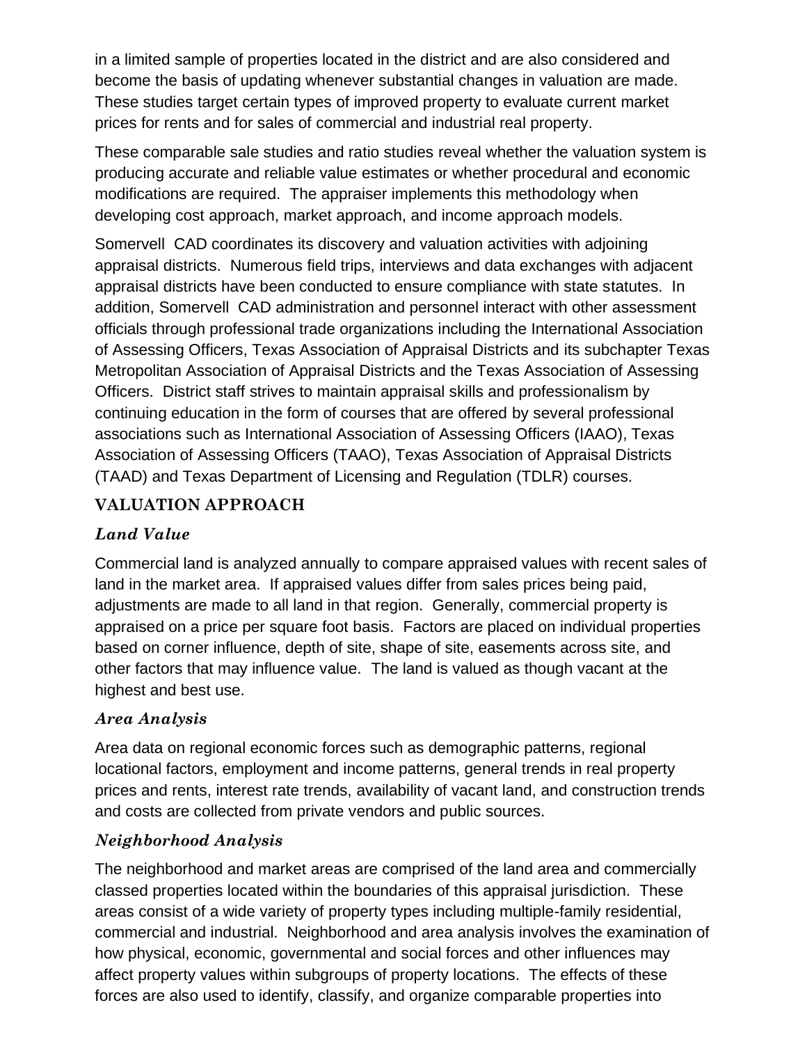in a limited sample of properties located in the district and are also considered and become the basis of updating whenever substantial changes in valuation are made. These studies target certain types of improved property to evaluate current market prices for rents and for sales of commercial and industrial real property.

These comparable sale studies and ratio studies reveal whether the valuation system is producing accurate and reliable value estimates or whether procedural and economic modifications are required. The appraiser implements this methodology when developing cost approach, market approach, and income approach models.

Somervell CAD coordinates its discovery and valuation activities with adjoining appraisal districts. Numerous field trips, interviews and data exchanges with adjacent appraisal districts have been conducted to ensure compliance with state statutes. In addition, Somervell CAD administration and personnel interact with other assessment officials through professional trade organizations including the International Association of Assessing Officers, Texas Association of Appraisal Districts and its subchapter Texas Metropolitan Association of Appraisal Districts and the Texas Association of Assessing Officers. District staff strives to maintain appraisal skills and professionalism by continuing education in the form of courses that are offered by several professional associations such as International Association of Assessing Officers (IAAO), Texas Association of Assessing Officers (TAAO), Texas Association of Appraisal Districts (TAAD) and Texas Department of Licensing and Regulation (TDLR) courses.

## VALUATION APPROACH

### *Land Value*

Commercial land is analyzed annually to compare appraised values with recent sales of land in the market area. If appraised values differ from sales prices being paid, adjustments are made to all land in that region. Generally, commercial property is appraised on a price per square foot basis. Factors are placed on individual properties based on corner influence, depth of site, shape of site, easements across site, and other factors that may influence value. The land is valued as though vacant at the highest and best use.

### *Area Analysis*

Area data on regional economic forces such as demographic patterns, regional locational factors, employment and income patterns, general trends in real property prices and rents, interest rate trends, availability of vacant land, and construction trends and costs are collected from private vendors and public sources.

### *Neighborhood Analysis*

The neighborhood and market areas are comprised of the land area and commercially classed properties located within the boundaries of this appraisal jurisdiction. These areas consist of a wide variety of property types including multiple-family residential, commercial and industrial. Neighborhood and area analysis involves the examination of how physical, economic, governmental and social forces and other influences may affect property values within subgroups of property locations. The effects of these forces are also used to identify, classify, and organize comparable properties into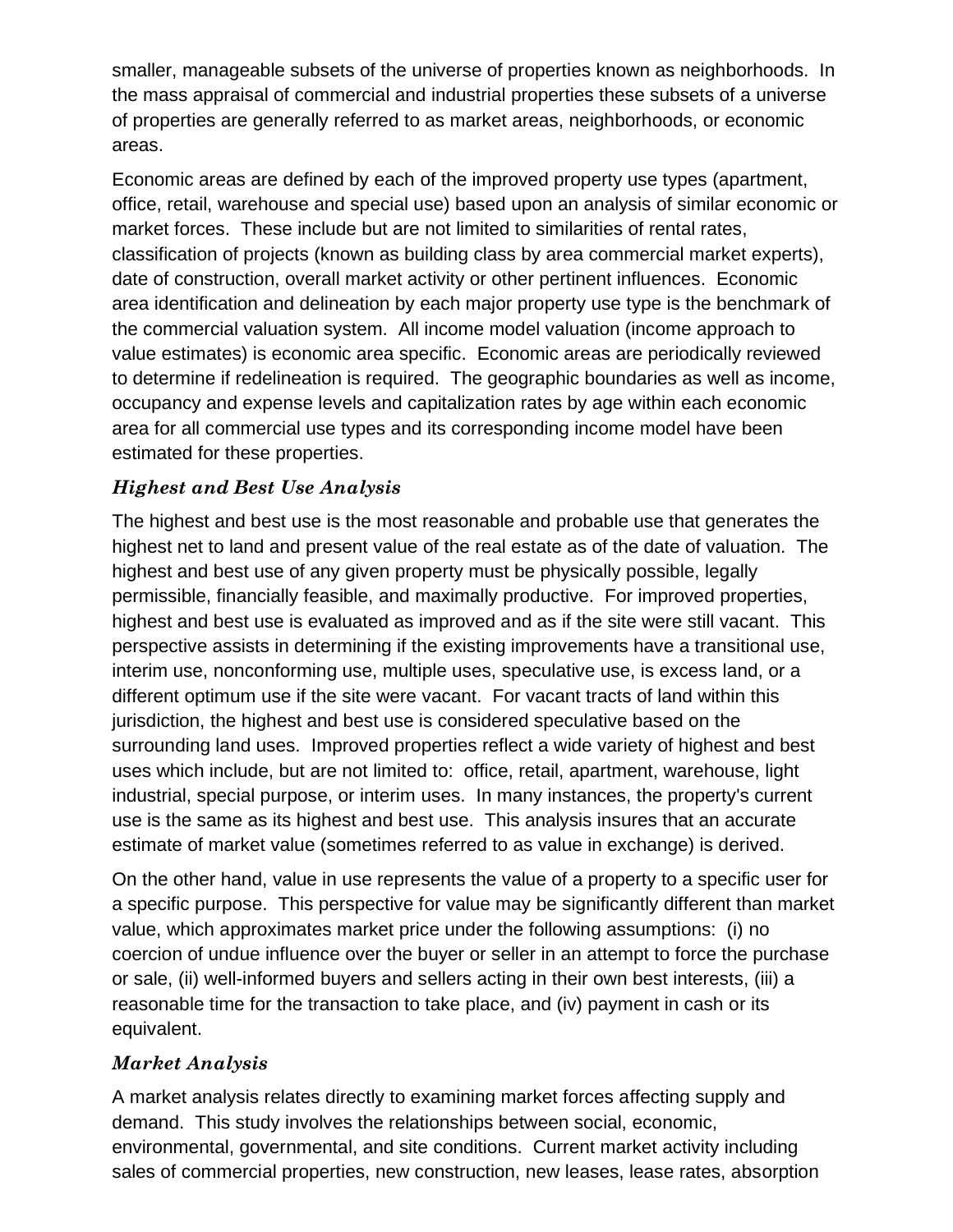smaller, manageable subsets of the universe of properties known as neighborhoods. In the mass appraisal of commercial and industrial properties these subsets of a universe of properties are generally referred to as market areas, neighborhoods, or economic areas.

Economic areas are defined by each of the improved property use types (apartment, office, retail, warehouse and special use) based upon an analysis of similar economic or market forces. These include but are not limited to similarities of rental rates, classification of projects (known as building class by area commercial market experts), date of construction, overall market activity or other pertinent influences. Economic area identification and delineation by each major property use type is the benchmark of the commercial valuation system. All income model valuation (income approach to value estimates) is economic area specific. Economic areas are periodically reviewed to determine if redelineation is required. The geographic boundaries as well as income, occupancy and expense levels and capitalization rates by age within each economic area for all commercial use types and its corresponding income model have been estimated for these properties.

### *Highest and Best Use Analysis*

The highest and best use is the most reasonable and probable use that generates the highest net to land and present value of the real estate as of the date of valuation. The highest and best use of any given property must be physically possible, legally permissible, financially feasible, and maximally productive. For improved properties, highest and best use is evaluated as improved and as if the site were still vacant. This perspective assists in determining if the existing improvements have a transitional use, interim use, nonconforming use, multiple uses, speculative use, is excess land, or a different optimum use if the site were vacant. For vacant tracts of land within this jurisdiction, the highest and best use is considered speculative based on the surrounding land uses. Improved properties reflect a wide variety of highest and best uses which include, but are not limited to: office, retail, apartment, warehouse, light industrial, special purpose, or interim uses. In many instances, the property's current use is the same as its highest and best use. This analysis insures that an accurate estimate of market value (sometimes referred to as value in exchange) is derived.

On the other hand, value in use represents the value of a property to a specific user for a specific purpose. This perspective for value may be significantly different than market value, which approximates market price under the following assumptions: (i) no coercion of undue influence over the buyer or seller in an attempt to force the purchase or sale, (ii) well-informed buyers and sellers acting in their own best interests, (iii) a reasonable time for the transaction to take place, and (iv) payment in cash or its equivalent.

### *Market Analysis*

A market analysis relates directly to examining market forces affecting supply and demand. This study involves the relationships between social, economic, environmental, governmental, and site conditions. Current market activity including sales of commercial properties, new construction, new leases, lease rates, absorption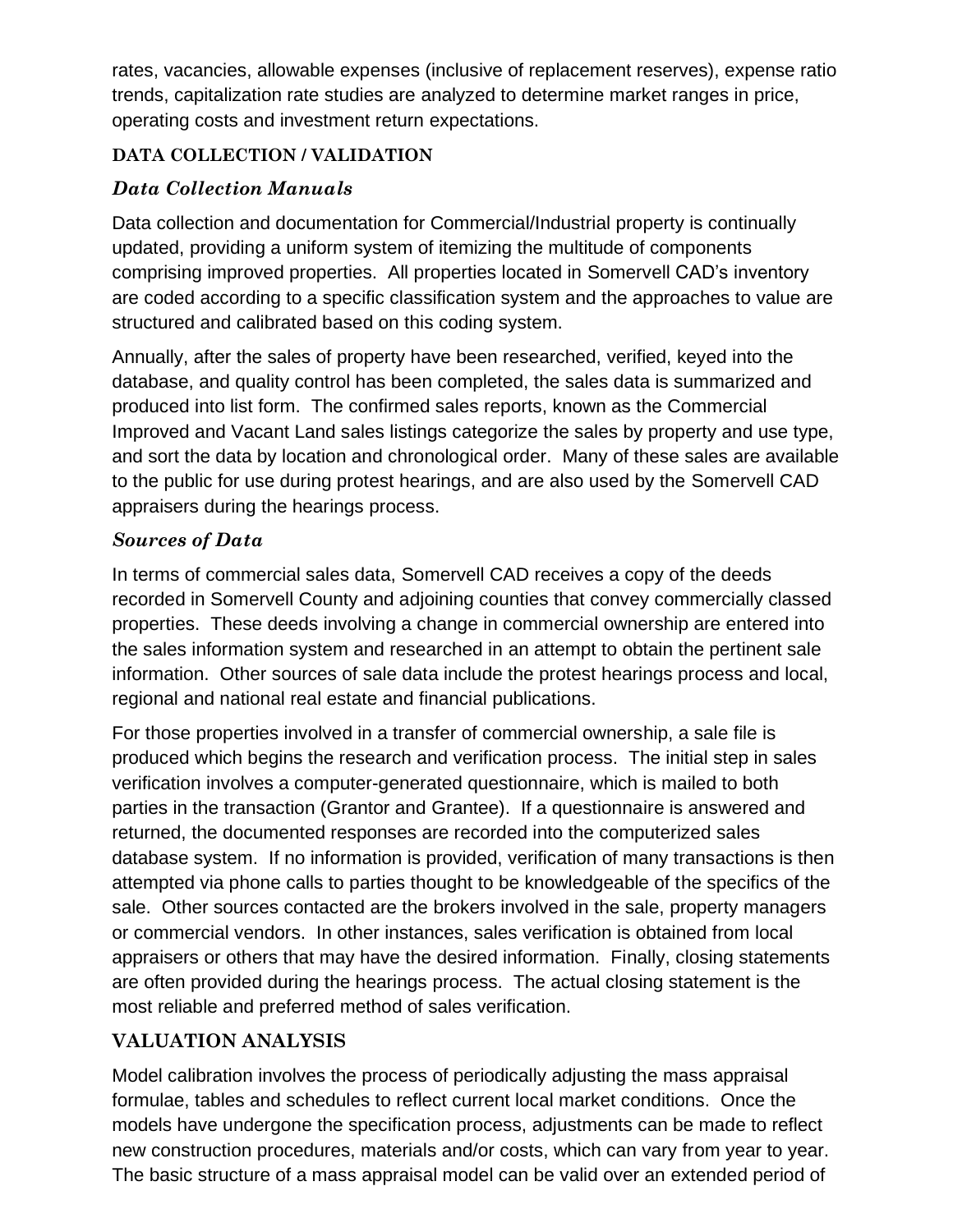rates, vacancies, allowable expenses (inclusive of replacement reserves), expense ratio trends, capitalization rate studies are analyzed to determine market ranges in price, operating costs and investment return expectations.

## DATA COLLECTION / VALIDATION

### *Data Collection Manuals*

Data collection and documentation for Commercial/Industrial property is continually updated, providing a uniform system of itemizing the multitude of components comprising improved properties. All properties located in Somervell CAD's inventory are coded according to a specific classification system and the approaches to value are structured and calibrated based on this coding system.

Annually, after the sales of property have been researched, verified, keyed into the database, and quality control has been completed, the sales data is summarized and produced into list form. The confirmed sales reports, known as the Commercial Improved and Vacant Land sales listings categorize the sales by property and use type, and sort the data by location and chronological order. Many of these sales are available to the public for use during protest hearings, and are also used by the Somervell CAD appraisers during the hearings process.

### *Sources of Data*

In terms of commercial sales data, Somervell CAD receives a copy of the deeds recorded in Somervell County and adjoining counties that convey commercially classed properties. These deeds involving a change in commercial ownership are entered into the sales information system and researched in an attempt to obtain the pertinent sale information. Other sources of sale data include the protest hearings process and local, regional and national real estate and financial publications.

For those properties involved in a transfer of commercial ownership, a sale file is produced which begins the research and verification process. The initial step in sales verification involves a computer-generated questionnaire, which is mailed to both parties in the transaction (Grantor and Grantee). If a questionnaire is answered and returned, the documented responses are recorded into the computerized sales database system. If no information is provided, verification of many transactions is then attempted via phone calls to parties thought to be knowledgeable of the specifics of the sale. Other sources contacted are the brokers involved in the sale, property managers or commercial vendors. In other instances, sales verification is obtained from local appraisers or others that may have the desired information. Finally, closing statements are often provided during the hearings process. The actual closing statement is the most reliable and preferred method of sales verification.

## VALUATION ANALYSIS

Model calibration involves the process of periodically adjusting the mass appraisal formulae, tables and schedules to reflect current local market conditions. Once the models have undergone the specification process, adjustments can be made to reflect new construction procedures, materials and/or costs, which can vary from year to year. The basic structure of a mass appraisal model can be valid over an extended period of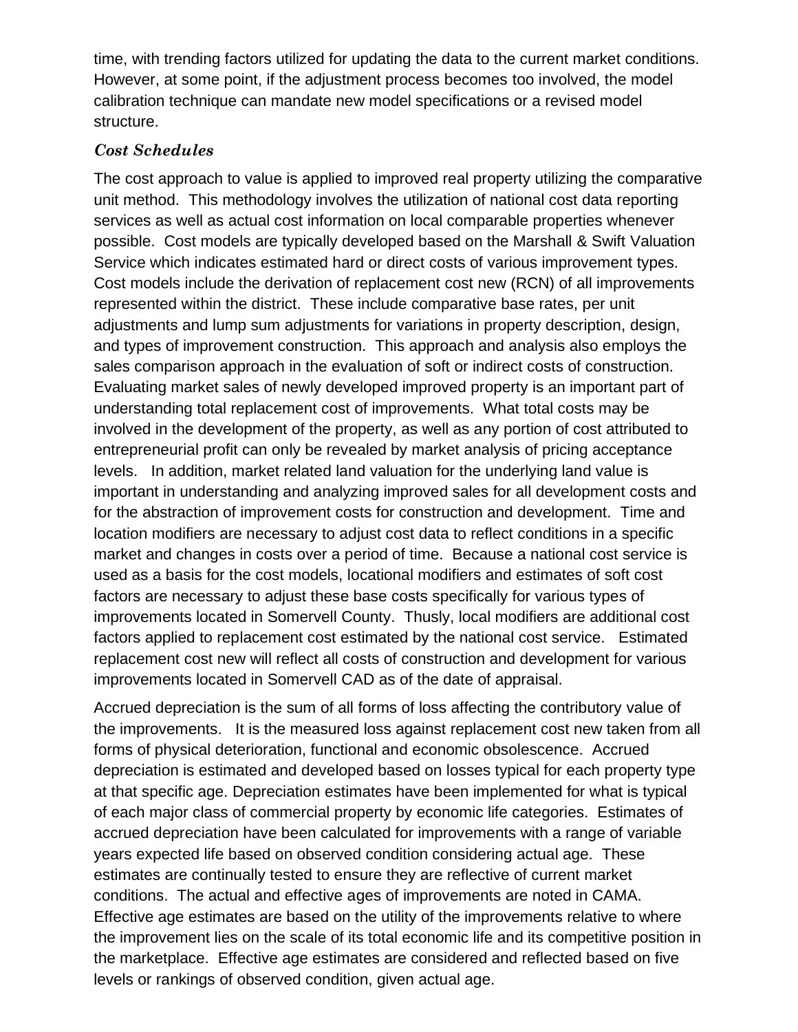time, with trending factors utilized for updating the data to the current market conditions. However, at some point, if the adjustment process becomes too involved, the model calibration technique can mandate new model specifications or a revised model structure.

### *Cost Schedules*

The cost approach to value is applied to improved real property utilizing the comparative unit method. This methodology involves the utilization of national cost data reporting services as well as actual cost information on local comparable properties whenever possible. Cost models are typically developed based on the Marshall & Swift Valuation Service which indicates estimated hard or direct costs of various improvement types. Cost models include the derivation of replacement cost new (RCN) of all improvements represented within the district. These include comparative base rates, per unit adjustments and lump sum adjustments for variations in property description, design, and types of improvement construction. This approach and analysis also employs the sales comparison approach in the evaluation of soft or indirect costs of construction. Evaluating market sales of newly developed improved property is an important part of understanding total replacement cost of improvements. What total costs may be involved in the development of the property, as well as any portion of cost attributed to entrepreneurial profit can only be revealed by market analysis of pricing acceptance levels. In addition, market related land valuation for the underlying land value is important in understanding and analyzing improved sales for all development costs and for the abstraction of improvement costs for construction and development. Time and location modifiers are necessary to adjust cost data to reflect conditions in a specific market and changes in costs over a period of time. Because a national cost service is used as a basis for the cost models, locational modifiers and estimates of soft cost factors are necessary to adjust these base costs specifically for various types of improvements located in Somervell County. Thusly, local modifiers are additional cost factors applied to replacement cost estimated by the national cost service. Estimated replacement cost new will reflect all costs of construction and development for various improvements located in Somervell CAD as of the date of appraisal.

Accrued depreciation is the sum of all forms of loss affecting the contributory value of the improvements. It is the measured loss against replacement cost new taken from all forms of physical deterioration, functional and economic obsolescence. Accrued depreciation is estimated and developed based on losses typical for each property type at that specific age. Depreciation estimates have been implemented for what is typical of each major class of commercial property by economic life categories. Estimates of accrued depreciation have been calculated for improvements with a range of variable years expected life based on observed condition considering actual age. These estimates are continually tested to ensure they are reflective of current market conditions. The actual and effective ages of improvements are noted in CAMA. Effective age estimates are based on the utility of the improvements relative to where the improvement lies on the scale of its total economic life and its competitive position in the marketplace. Effective age estimates are considered and reflected based on five levels or rankings of observed condition, given actual age.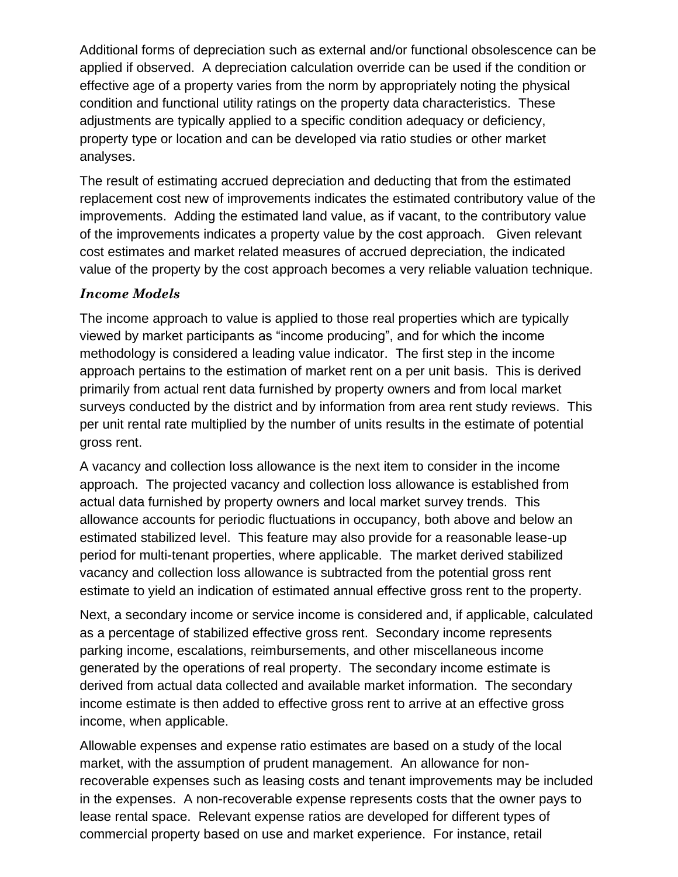Additional forms of depreciation such as external and/or functional obsolescence can be applied if observed. A depreciation calculation override can be used if the condition or effective age of a property varies from the norm by appropriately noting the physical condition and functional utility ratings on the property data characteristics. These adjustments are typically applied to a specific condition adequacy or deficiency, property type or location and can be developed via ratio studies or other market analyses.

The result of estimating accrued depreciation and deducting that from the estimated replacement cost new of improvements indicates the estimated contributory value of the improvements. Adding the estimated land value, as if vacant, to the contributory value of the improvements indicates a property value by the cost approach. Given relevant cost estimates and market related measures of accrued depreciation, the indicated value of the property by the cost approach becomes a very reliable valuation technique.

### *Income Models*

The income approach to value is applied to those real properties which are typically viewed by market participants as "income producing", and for which the income methodology is considered a leading value indicator. The first step in the income approach pertains to the estimation of market rent on a per unit basis. This is derived primarily from actual rent data furnished by property owners and from local market surveys conducted by the district and by information from area rent study reviews. This per unit rental rate multiplied by the number of units results in the estimate of potential gross rent.

A vacancy and collection loss allowance is the next item to consider in the income approach. The projected vacancy and collection loss allowance is established from actual data furnished by property owners and local market survey trends. This allowance accounts for periodic fluctuations in occupancy, both above and below an estimated stabilized level. This feature may also provide for a reasonable lease-up period for multi-tenant properties, where applicable. The market derived stabilized vacancy and collection loss allowance is subtracted from the potential gross rent estimate to yield an indication of estimated annual effective gross rent to the property.

Next, a secondary income or service income is considered and, if applicable, calculated as a percentage of stabilized effective gross rent. Secondary income represents parking income, escalations, reimbursements, and other miscellaneous income generated by the operations of real property. The secondary income estimate is derived from actual data collected and available market information. The secondary income estimate is then added to effective gross rent to arrive at an effective gross income, when applicable.

Allowable expenses and expense ratio estimates are based on a study of the local market, with the assumption of prudent management. An allowance for non-recoverable expenses such as leasing costs and tenant improvements may be included in the expenses. A non-recoverable expense represents costs that the owner pays to lease rental space. Relevant expense ratios are developed for different types of commercial property based on use and market experience. For instance, retail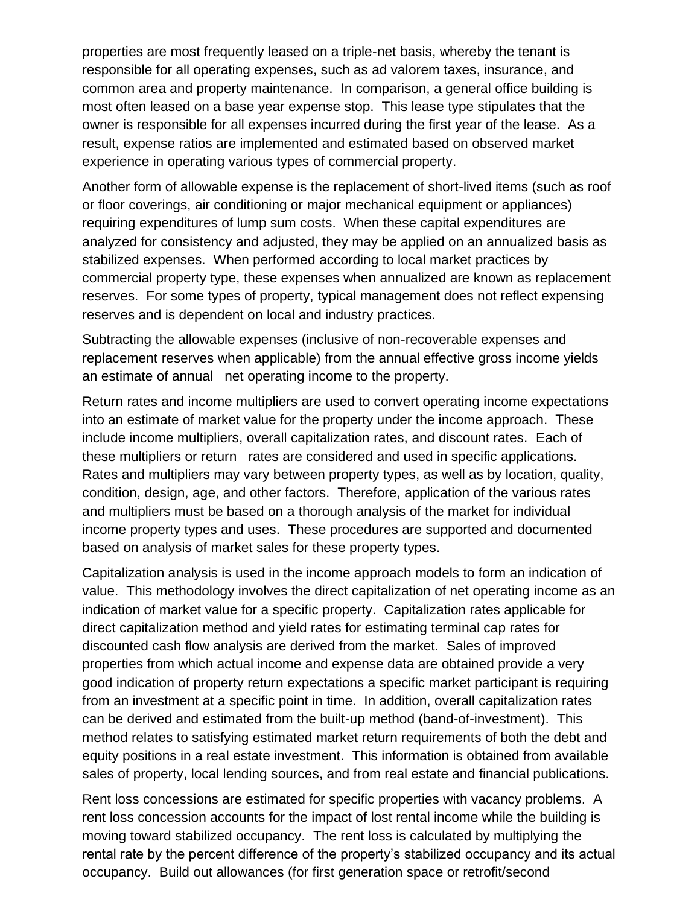properties are most frequently leased on a triple-net basis, whereby the tenant is responsible for all operating expenses, such as ad valorem taxes, insurance, and common area and property maintenance. In comparison, a general office building is most often leased on a base year expense stop. This lease type stipulates that the owner is responsible for all expenses incurred during the first year of the lease. As a result, expense ratios are implemented and estimated based on observed market experience in operating various types of commercial property.

Another form of allowable expense is the replacement of short-lived items (such as roof or floor coverings, air conditioning or major mechanical equipment or appliances) requiring expenditures of lump sum costs. When these capital expenditures are analyzed for consistency and adjusted, they may be applied on an annualized basis as stabilized expenses. When performed according to local market practices by commercial property type, these expenses when annualized are known as replacement reserves. For some types of property, typical management does not reflect expensing reserves and is dependent on local and industry practices.

Subtracting the allowable expenses (inclusive of non-recoverable expenses and replacement reserves when applicable) from the annual effective gross income yields an estimate of annual net operating income to the property.

Return rates and income multipliers are used to convert operating income expectations into an estimate of market value for the property under the income approach. These include income multipliers, overall capitalization rates, and discount rates. Each of these multipliers or return rates are considered and used in specific applications. Rates and multipliers may vary between property types, as well as by location, quality, condition, design, age, and other factors. Therefore, application of the various rates and multipliers must be based on a thorough analysis of the market for individual income property types and uses. These procedures are supported and documented based on analysis of market sales for these property types.

Capitalization analysis is used in the income approach models to form an indication of value. This methodology involves the direct capitalization of net operating income as an indication of market value for a specific property. Capitalization rates applicable for direct capitalization method and yield rates for estimating terminal cap rates for discounted cash flow analysis are derived from the market. Sales of improved properties from which actual income and expense data are obtained provide a very good indication of property return expectations a specific market participant is requiring from an investment at a specific point in time. In addition, overall capitalization rates can be derived and estimated from the built-up method (band-of-investment). This method relates to satisfying estimated market return requirements of both the debt and equity positions in a real estate investment. This information is obtained from available sales of property, local lending sources, and from real estate and financial publications.

Rent loss concessions are estimated for specific properties with vacancy problems. A rent loss concession accounts for the impact of lost rental income while the building is moving toward stabilized occupancy. The rent loss is calculated by multiplying the rental rate by the percent difference of the property's stabilized occupancy and its actual occupancy. Build out allowances (for first generation space or retrofit/second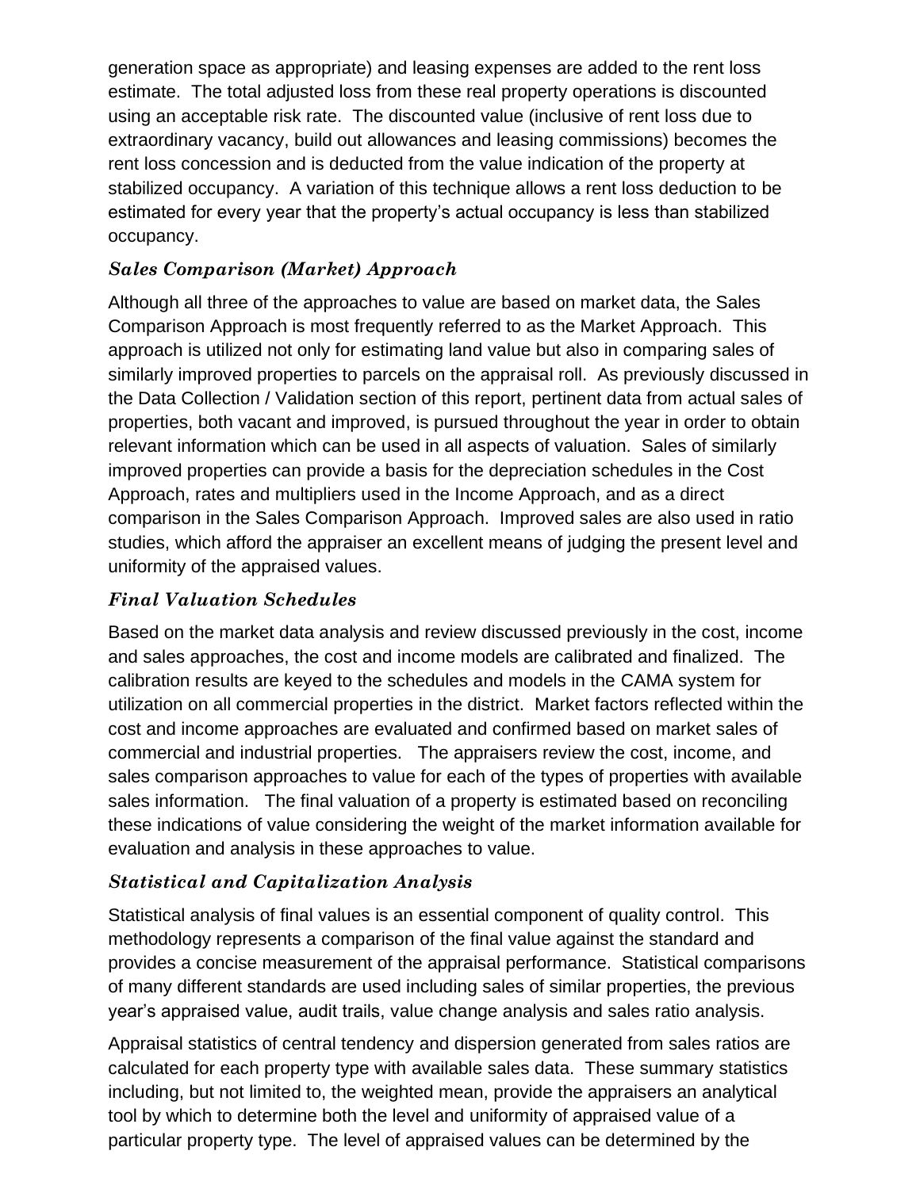generation space as appropriate) and leasing expenses are added to the rent loss estimate. The total adjusted loss from these real property operations is discounted using an acceptable risk rate. The discounted value (inclusive of rent loss due to extraordinary vacancy, build out allowances and leasing commissions) becomes the rent loss concession and is deducted from the value indication of the property at stabilized occupancy. A variation of this technique allows a rent loss deduction to be estimated for every year that the property's actual occupancy is less than stabilized occupancy.

### *Sales Comparison (Market) Approach*

Although all three of the approaches to value are based on market data, the Sales Comparison Approach is most frequently referred to as the Market Approach. This approach is utilized not only for estimating land value but also in comparing sales of similarly improved properties to parcels on the appraisal roll. As previously discussed in the Data Collection / Validation section of this report, pertinent data from actual sales of properties, both vacant and improved, is pursued throughout the year in order to obtain relevant information which can be used in all aspects of valuation. Sales of similarly improved properties can provide a basis for the depreciation schedules in the Cost Approach, rates and multipliers used in the Income Approach, and as a direct comparison in the Sales Comparison Approach. Improved sales are also used in ratio studies, which afford the appraiser an excellent means of judging the present level and uniformity of the appraised values.

### *Final Valuation Schedules*

Based on the market data analysis and review discussed previously in the cost, income and sales approaches, the cost and income models are calibrated and finalized. The calibration results are keyed to the schedules and models in the CAMA system for utilization on all commercial properties in the district. Market factors reflected within the cost and income approaches are evaluated and confirmed based on market sales of commercial and industrial properties. The appraisers review the cost, income, and sales comparison approaches to value for each of the types of properties with available sales information. The final valuation of a property is estimated based on reconciling these indications of value considering the weight of the market information available for evaluation and analysis in these approaches to value.

### *Statistical and Capitalization Analysis*

Statistical analysis of final values is an essential component of quality control. This methodology represents a comparison of the final value against the standard and provides a concise measurement of the appraisal performance. Statistical comparisons of many different standards are used including sales of similar properties, the previous year's appraised value, audit trails, value change analysis and sales ratio analysis.

Appraisal statistics of central tendency and dispersion generated from sales ratios are calculated for each property type with available sales data. These summary statistics including, but not limited to, the weighted mean, provide the appraisers an analytical tool by which to determine both the level and uniformity of appraised value of a particular property type. The level of appraised values can be determined by the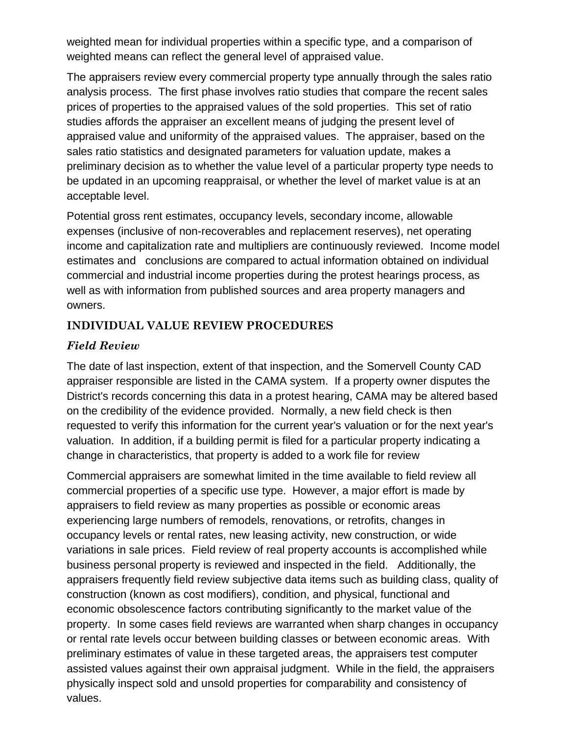weighted mean for individual properties within a specific type, and a comparison of weighted means can reflect the general level of appraised value.

The appraisers review every commercial property type annually through the sales ratio analysis process. The first phase involves ratio studies that compare the recent sales prices of properties to the appraised values of the sold properties. This set of ratio studies affords the appraiser an excellent means of judging the present level of appraised value and uniformity of the appraised values. The appraiser, based on the sales ratio statistics and designated parameters for valuation update, makes a preliminary decision as to whether the value level of a particular property type needs to be updated in an upcoming reappraisal, or whether the level of market value is at an acceptable level.

Potential gross rent estimates, occupancy levels, secondary income, allowable expenses (inclusive of non-recoverables and replacement reserves), net operating income and capitalization rate and multipliers are continuously reviewed. Income model estimates and conclusions are compared to actual information obtained on individual commercial and industrial income properties during the protest hearings process, as well as with information from published sources and area property managers and owners.

## INDIVIDUAL VALUE REVIEW PROCEDURES

### *Field Review*

The date of last inspection, extent of that inspection, and the Somervell County CAD appraiser responsible are listed in the CAMA system. If a property owner disputes the District's records concerning this data in a protest hearing, CAMA may be altered based on the credibility of the evidence provided. Normally, a new field check is then requested to verify this information for the current year's valuation or for the next year's valuation. In addition, if a building permit is filed for a particular property indicating a change in characteristics, that property is added to a work file for review

Commercial appraisers are somewhat limited in the time available to field review all commercial properties of a specific use type. However, a major effort is made by appraisers to field review as many properties as possible or economic areas experiencing large numbers of remodels, renovations, or retrofits, changes in occupancy levels or rental rates, new leasing activity, new construction, or wide variations in sale prices. Field review of real property accounts is accomplished while business personal property is reviewed and inspected in the field. Additionally, the appraisers frequently field review subjective data items such as building class, quality of construction (known as cost modifiers), condition, and physical, functional and economic obsolescence factors contributing significantly to the market value of the property. In some cases field reviews are warranted when sharp changes in occupancy or rental rate levels occur between building classes or between economic areas. With preliminary estimates of value in these targeted areas, the appraisers test computer assisted values against their own appraisal judgment. While in the field, the appraisers physically inspect sold and unsold properties for comparability and consistency of values.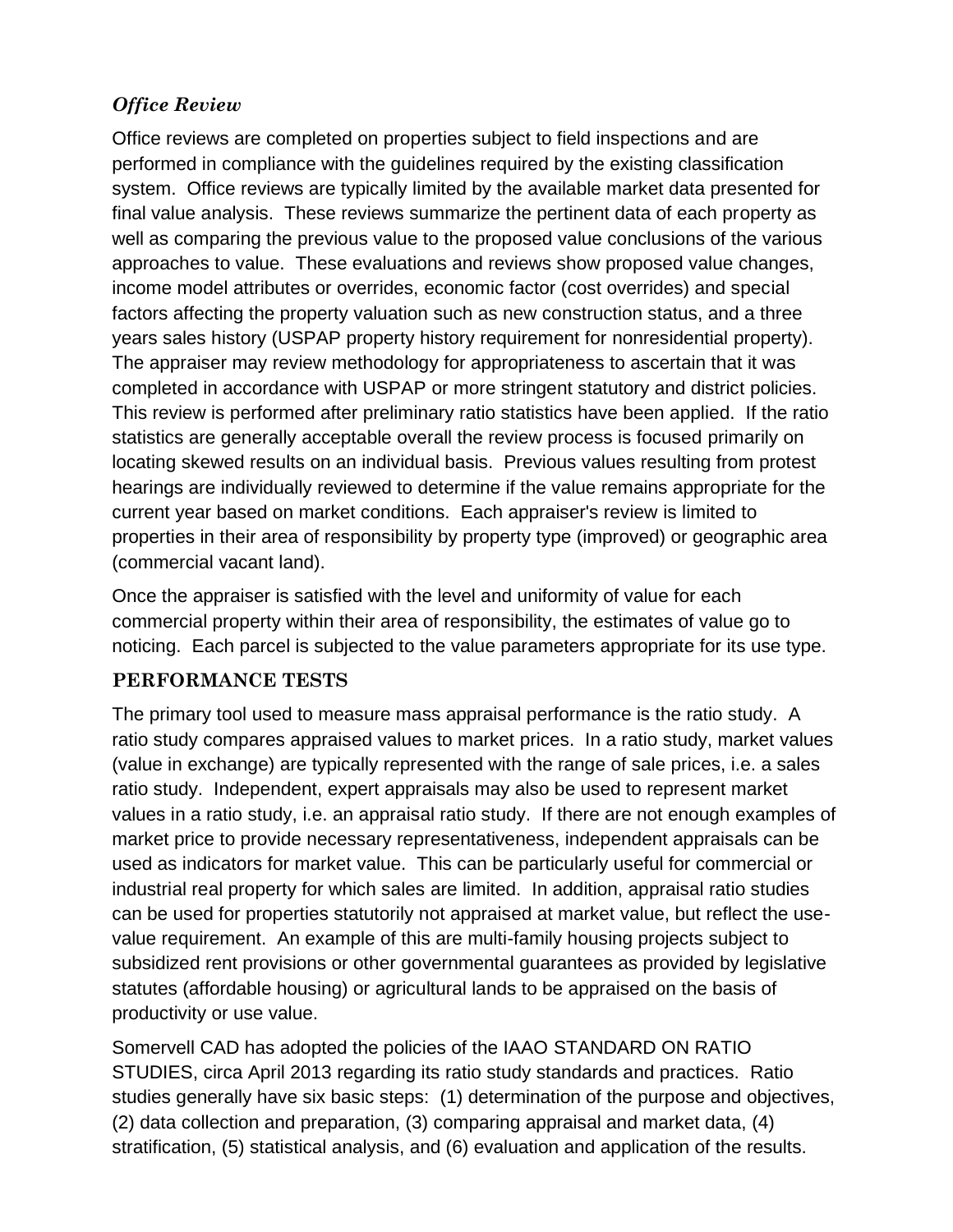### *Office Review*

Office reviews are completed on properties subject to field inspections and are performed in compliance with the guidelines required by the existing classification system. Office reviews are typically limited by the available market data presented for final value analysis. These reviews summarize the pertinent data of each property as well as comparing the previous value to the proposed value conclusions of the various approaches to value. These evaluations and reviews show proposed value changes, income model attributes or overrides, economic factor (cost overrides) and special factors affecting the property valuation such as new construction status, and a three years sales history (USPAP property history requirement for nonresidential property). The appraiser may review methodology for appropriateness to ascertain that it was completed in accordance with USPAP or more stringent statutory and district policies. This review is performed after preliminary ratio statistics have been applied. If the ratio statistics are generally acceptable overall the review process is focused primarily on locating skewed results on an individual basis. Previous values resulting from protest hearings are individually reviewed to determine if the value remains appropriate for the current year based on market conditions. Each appraiser's review is limited to properties in their area of responsibility by property type (improved) or geographic area (commercial vacant land).

Once the appraiser is satisfied with the level and uniformity of value for each commercial property within their area of responsibility, the estimates of value go to noticing. Each parcel is subjected to the value parameters appropriate for its use type.

## PERFORMANCE TESTS

The primary tool used to measure mass appraisal performance is the ratio study. A ratio study compares appraised values to market prices. In a ratio study, market values (value in exchange) are typically represented with the range of sale prices, i.e. a sales ratio study. Independent, expert appraisals may also be used to represent market values in a ratio study, i.e. an appraisal ratio study. If there are not enough examples of market price to provide necessary representativeness, independent appraisals can be used as indicators for market value. This can be particularly useful for commercial or industrial real property for which sales are limited. In addition, appraisal ratio studies can be used for properties statutorily not appraised at market value, but reflect the use-value requirement. An example of this are multi-family housing projects subject to subsidized rent provisions or other governmental guarantees as provided by legislative statutes (affordable housing) or agricultural lands to be appraised on the basis of productivity or use value.

Somervell CAD has adopted the policies of the IAAO STANDARD ON RATIO STUDIES, circa April 2013 regarding its ratio study standards and practices. Ratio studies generally have six basic steps: (1) determination of the purpose and objectives, (2) data collection and preparation, (3) comparing appraisal and market data, (4) stratification, (5) statistical analysis, and (6) evaluation and application of the results.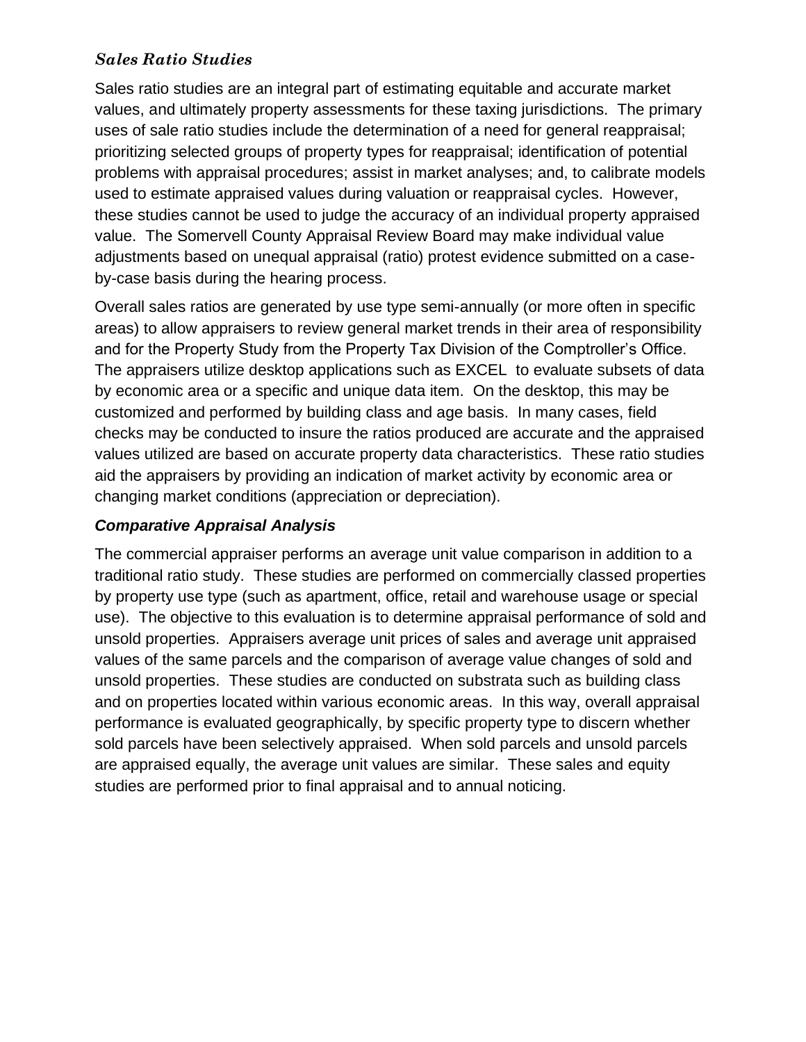### *Sales Ratio Studies*

Sales ratio studies are an integral part of estimating equitable and accurate market values, and ultimately property assessments for these taxing jurisdictions. The primary uses of sale ratio studies include the determination of a need for general reappraisal; prioritizing selected groups of property types for reappraisal; identification of potential problems with appraisal procedures; assist in market analyses; and, to calibrate models used to estimate appraised values during valuation or reappraisal cycles. However, these studies cannot be used to judge the accuracy of an individual property appraised value. The Somervell County Appraisal Review Board may make individual value adjustments based on unequal appraisal (ratio) protest evidence submitted on a case-by-case basis during the hearing process.

Overall sales ratios are generated by use type semi-annually (or more often in specific areas) to allow appraisers to review general market trends in their area of responsibility and for the Property Study from the Property Tax Division of the Comptroller's Office. The appraisers utilize desktop applications such as EXCEL to evaluate subsets of data by economic area or a specific and unique data item. On the desktop, this may be customized and performed by building class and age basis. In many cases, field checks may be conducted to insure the ratios produced are accurate and the appraised values utilized are based on accurate property data characteristics. These ratio studies aid the appraisers by providing an indication of market activity by economic area or changing market conditions (appreciation or depreciation).

### *Comparative Appraisal Analysis*

The commercial appraiser performs an average unit value comparison in addition to a traditional ratio study. These studies are performed on commercially classed properties by property use type (such as apartment, office, retail and warehouse usage or special use). The objective to this evaluation is to determine appraisal performance of sold and unsold properties. Appraisers average unit prices of sales and average unit appraised values of the same parcels and the comparison of average value changes of sold and unsold properties. These studies are conducted on substrata such as building class and on properties located within various economic areas. In this way, overall appraisal performance is evaluated geographically, by specific property type to discern whether sold parcels have been selectively appraised. When sold parcels and unsold parcels are appraised equally, the average unit values are similar. These sales and equity studies are performed prior to final appraisal and to annual noticing.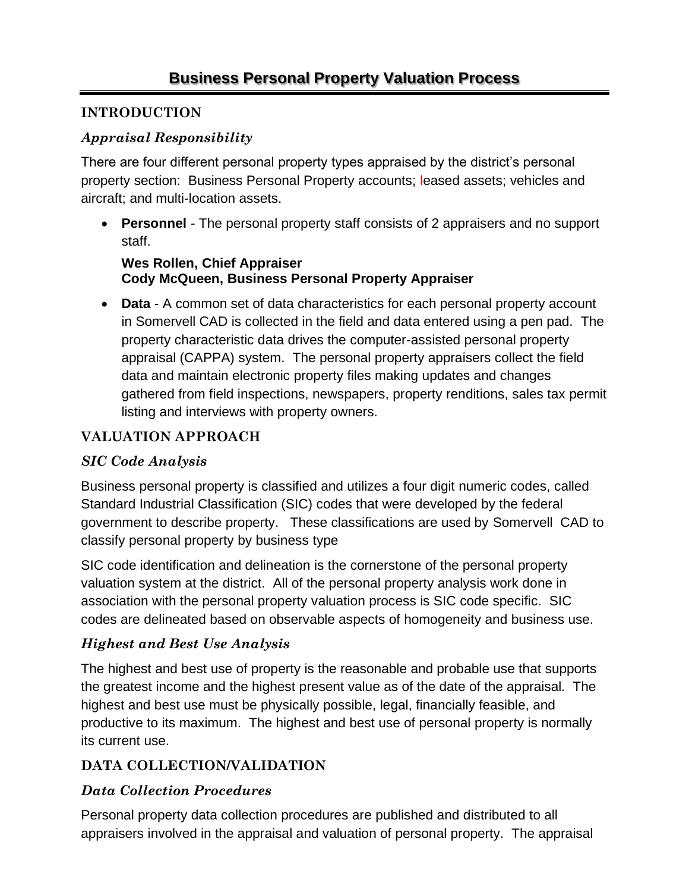# Business Personal Property Valuation Process

## INTRODUCTION

### *Appraisal Responsibility*

There are four different personal property types appraised by the district's personal property section: Business Personal Property accounts; leased assets; vehicles and aircraft; and multi-location assets.

- **Personnel** - The personal property staff consists of 2 appraisers and no support staff.

  **Wes Rollen, Chief Appraiser**
  **Cody McQueen, Business Personal Property Appraiser**

- **Data** - A common set of data characteristics for each personal property account in Somervell CAD is collected in the field and data entered using a pen pad. The property characteristic data drives the computer-assisted personal property appraisal (CAPPA) system. The personal property appraisers collect the field data and maintain electronic property files making updates and changes gathered from field inspections, newspapers, property renditions, sales tax permit listing and interviews with property owners.

## VALUATION APPROACH

### *SIC Code Analysis*

Business personal property is classified and utilizes a four digit numeric codes, called Standard Industrial Classification (SIC) codes that were developed by the federal government to describe property. These classifications are used by Somervell CAD to classify personal property by business type

SIC code identification and delineation is the cornerstone of the personal property valuation system at the district. All of the personal property analysis work done in association with the personal property valuation process is SIC code specific. SIC codes are delineated based on observable aspects of homogeneity and business use.

### *Highest and Best Use Analysis*

The highest and best use of property is the reasonable and probable use that supports the greatest income and the highest present value as of the date of the appraisal. The highest and best use must be physically possible, legal, financially feasible, and productive to its maximum. The highest and best use of personal property is normally its current use.

## DATA COLLECTION/VALIDATION

### *Data Collection Procedures*

Personal property data collection procedures are published and distributed to all appraisers involved in the appraisal and valuation of personal property. The appraisal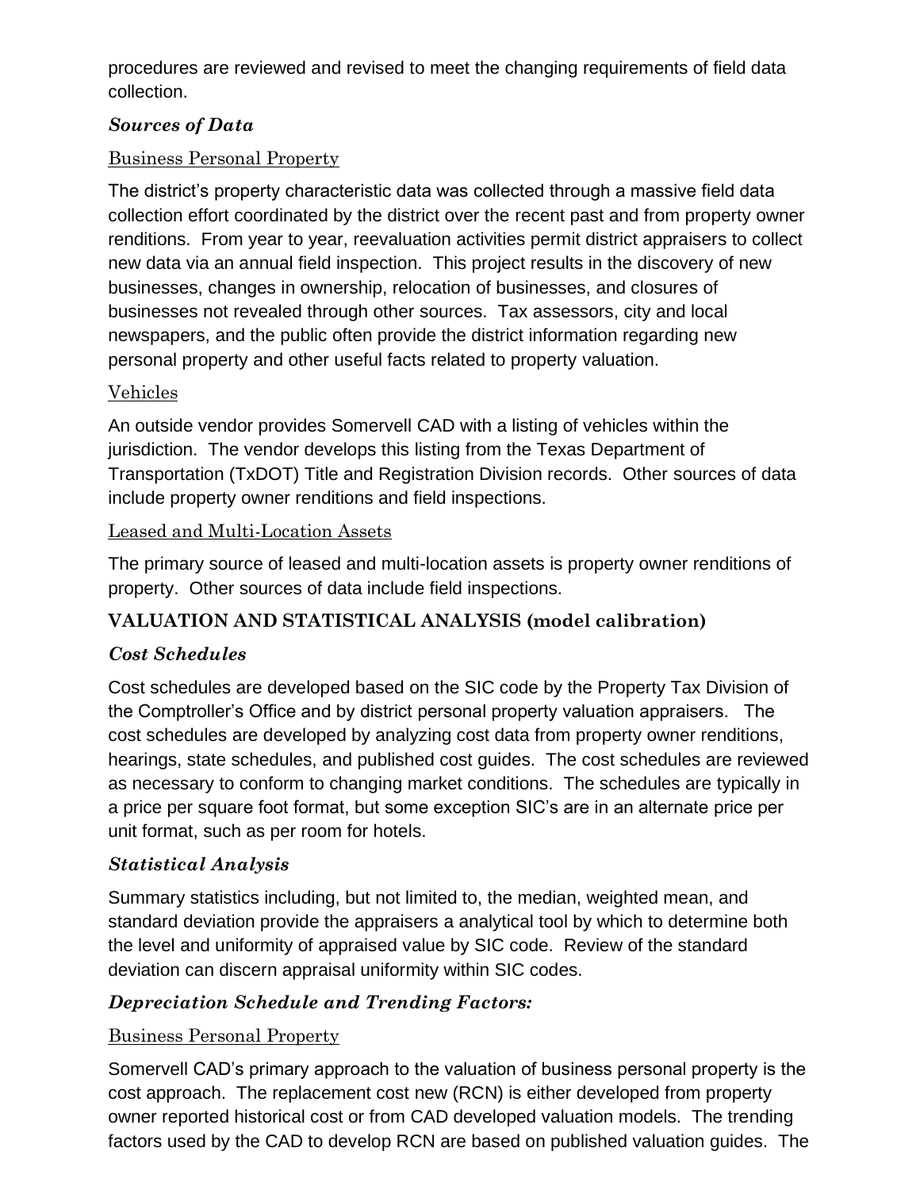procedures are reviewed and revised to meet the changing requirements of field data collection.

### *Sources of Data*

<u>Business Personal Property</u>

The district's property characteristic data was collected through a massive field data collection effort coordinated by the district over the recent past and from property owner renditions. From year to year, reevaluation activities permit district appraisers to collect new data via an annual field inspection. This project results in the discovery of new businesses, changes in ownership, relocation of businesses, and closures of businesses not revealed through other sources. Tax assessors, city and local newspapers, and the public often provide the district information regarding new personal property and other useful facts related to property valuation.

<u>Vehicles</u>

An outside vendor provides Somervell CAD with a listing of vehicles within the jurisdiction. The vendor develops this listing from the Texas Department of Transportation (TxDOT) Title and Registration Division records. Other sources of data include property owner renditions and field inspections.

<u>Leased and Multi-Location Assets</u>

The primary source of leased and multi-location assets is property owner renditions of property. Other sources of data include field inspections.

## VALUATION AND STATISTICAL ANALYSIS (model calibration)

### *Cost Schedules*

Cost schedules are developed based on the SIC code by the Property Tax Division of the Comptroller's Office and by district personal property valuation appraisers. The cost schedules are developed by analyzing cost data from property owner renditions, hearings, state schedules, and published cost guides. The cost schedules are reviewed as necessary to conform to changing market conditions. The schedules are typically in a price per square foot format, but some exception SIC's are in an alternate price per unit format, such as per room for hotels.

### *Statistical Analysis*

Summary statistics including, but not limited to, the median, weighted mean, and standard deviation provide the appraisers a analytical tool by which to determine both the level and uniformity of appraised value by SIC code. Review of the standard deviation can discern appraisal uniformity within SIC codes.

### *Depreciation Schedule and Trending Factors:*

<u>Business Personal Property</u>

Somervell CAD's primary approach to the valuation of business personal property is the cost approach. The replacement cost new (RCN) is either developed from property owner reported historical cost or from CAD developed valuation models. The trending factors used by the CAD to develop RCN are based on published valuation guides. The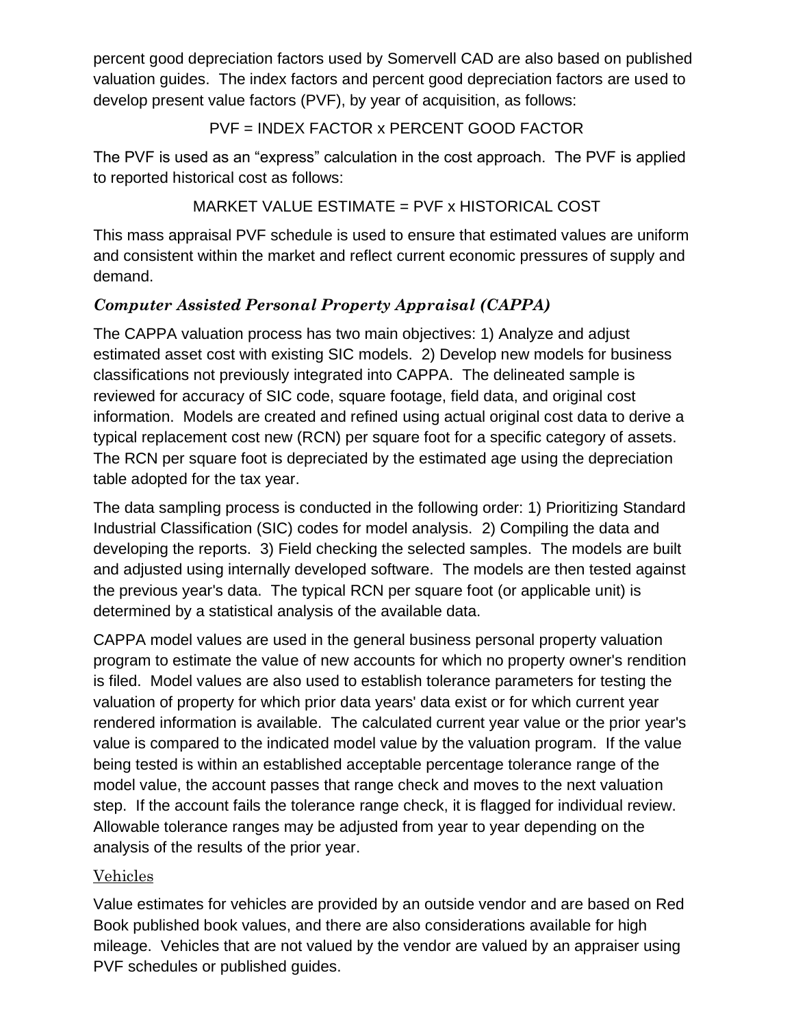percent good depreciation factors used by Somervell CAD are also based on published valuation guides. The index factors and percent good depreciation factors are used to develop present value factors (PVF), by year of acquisition, as follows:

PVF = INDEX FACTOR x PERCENT GOOD FACTOR

The PVF is used as an "express" calculation in the cost approach. The PVF is applied to reported historical cost as follows:

MARKET VALUE ESTIMATE = PVF x HISTORICAL COST

This mass appraisal PVF schedule is used to ensure that estimated values are uniform and consistent within the market and reflect current economic pressures of supply and demand.

### *Computer Assisted Personal Property Appraisal (CAPPA)*

The CAPPA valuation process has two main objectives: 1) Analyze and adjust estimated asset cost with existing SIC models. 2) Develop new models for business classifications not previously integrated into CAPPA. The delineated sample is reviewed for accuracy of SIC code, square footage, field data, and original cost information. Models are created and refined using actual original cost data to derive a typical replacement cost new (RCN) per square foot for a specific category of assets. The RCN per square foot is depreciated by the estimated age using the depreciation table adopted for the tax year.

The data sampling process is conducted in the following order: 1) Prioritizing Standard Industrial Classification (SIC) codes for model analysis. 2) Compiling the data and developing the reports. 3) Field checking the selected samples. The models are built and adjusted using internally developed software. The models are then tested against the previous year's data. The typical RCN per square foot (or applicable unit) is determined by a statistical analysis of the available data.

CAPPA model values are used in the general business personal property valuation program to estimate the value of new accounts for which no property owner's rendition is filed. Model values are also used to establish tolerance parameters for testing the valuation of property for which prior data years' data exist or for which current year rendered information is available. The calculated current year value or the prior year's value is compared to the indicated model value by the valuation program. If the value being tested is within an established acceptable percentage tolerance range of the model value, the account passes that range check and moves to the next valuation step. If the account fails the tolerance range check, it is flagged for individual review. Allowable tolerance ranges may be adjusted from year to year depending on the analysis of the results of the prior year.

#### Vehicles

Value estimates for vehicles are provided by an outside vendor and are based on Red Book published book values, and there are also considerations available for high mileage. Vehicles that are not valued by the vendor are valued by an appraiser using PVF schedules or published guides.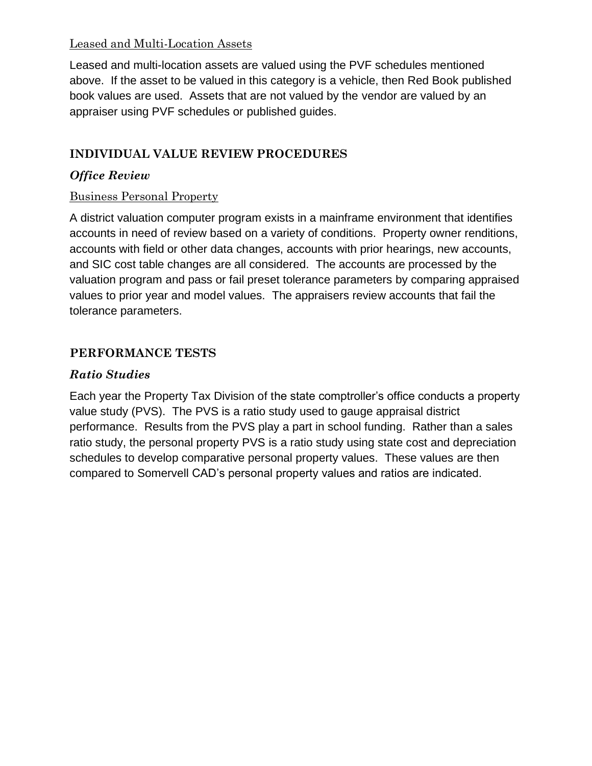Leased and Multi-Location Assets

Leased and multi-location assets are valued using the PVF schedules mentioned above. If the asset to be valued in this category is a vehicle, then Red Book published book values are used. Assets that are not valued by the vendor are valued by an appraiser using PVF schedules or published guides.

## INDIVIDUAL VALUE REVIEW PROCEDURES

### *Office Review*

Business Personal Property

A district valuation computer program exists in a mainframe environment that identifies accounts in need of review based on a variety of conditions. Property owner renditions, accounts with field or other data changes, accounts with prior hearings, new accounts, and SIC cost table changes are all considered. The accounts are processed by the valuation program and pass or fail preset tolerance parameters by comparing appraised values to prior year and model values. The appraisers review accounts that fail the tolerance parameters.

## PERFORMANCE TESTS

### *Ratio Studies*

Each year the Property Tax Division of the state comptroller's office conducts a property value study (PVS). The PVS is a ratio study used to gauge appraisal district performance. Results from the PVS play a part in school funding. Rather than a sales ratio study, the personal property PVS is a ratio study using state cost and depreciation schedules to develop comparative personal property values. These values are then compared to Somervell CAD's personal property values and ratios are indicated.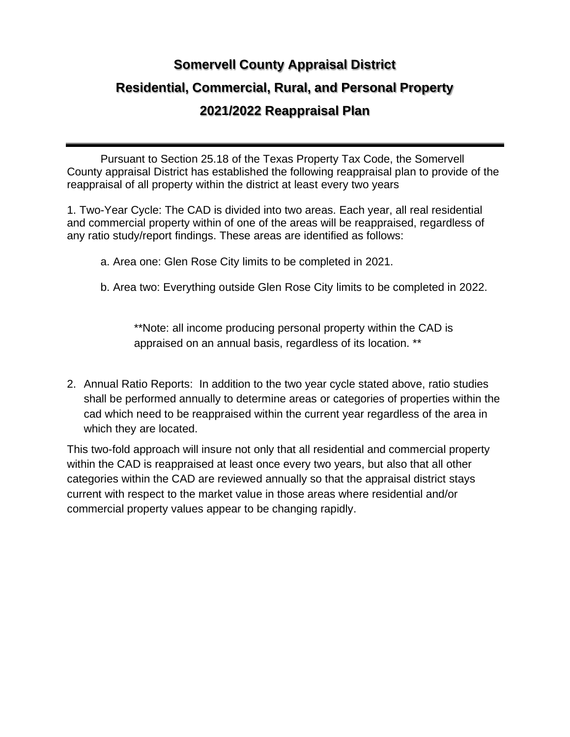# Somervell County Appraisal District

# Residential, Commercial, Rural, and Personal Property

# 2021/2022 Reappraisal Plan

---

Pursuant to Section 25.18 of the Texas Property Tax Code, the Somervell County appraisal District has established the following reappraisal plan to provide of the reappraisal of all property within the district at least every two years

1. Two-Year Cycle: The CAD is divided into two areas. Each year, all real residential and commercial property within of one of the areas will be reappraised, regardless of any ratio study/report findings. These areas are identified as follows:

   a. Area one: Glen Rose City limits to be completed in 2021.

   b. Area two: Everything outside Glen Rose City limits to be completed in 2022.

   **Note: all income producing personal property within the CAD is appraised on an annual basis, regardless of its location. **

2. Annual Ratio Reports: In addition to the two year cycle stated above, ratio studies shall be performed annually to determine areas or categories of properties within the cad which need to be reappraised within the current year regardless of the area in which they are located.

This two-fold approach will insure not only that all residential and commercial property within the CAD is reappraised at least once every two years, but also that all other categories within the CAD are reviewed annually so that the appraisal district stays current with respect to the market value in those areas where residential and/or commercial property values appear to be changing rapidly.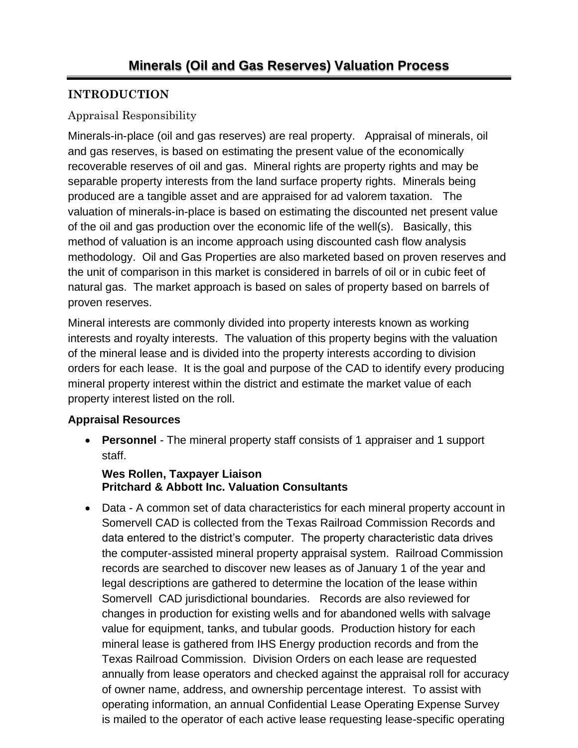# Minerals (Oil and Gas Reserves) Valuation Process

## INTRODUCTION

### Appraisal Responsibility

Minerals-in-place (oil and gas reserves) are real property. Appraisal of minerals, oil and gas reserves, is based on estimating the present value of the economically recoverable reserves of oil and gas. Mineral rights are property rights and may be separable property interests from the land surface property rights. Minerals being produced are a tangible asset and are appraised for ad valorem taxation. The valuation of minerals-in-place is based on estimating the discounted net present value of the oil and gas production over the economic life of the well(s). Basically, this method of valuation is an income approach using discounted cash flow analysis methodology. Oil and Gas Properties are also marketed based on proven reserves and the unit of comparison in this market is considered in barrels of oil or in cubic feet of natural gas. The market approach is based on sales of property based on barrels of proven reserves.

Mineral interests are commonly divided into property interests known as working interests and royalty interests. The valuation of this property begins with the valuation of the mineral lease and is divided into the property interests according to division orders for each lease. It is the goal and purpose of the CAD to identify every producing mineral property interest within the district and estimate the market value of each property interest listed on the roll.

### Appraisal Resources

- **Personnel** - The mineral property staff consists of 1 appraiser and 1 support staff.

  **Wes Rollen, Taxpayer Liaison**
  **Pritchard & Abbott Inc. Valuation Consultants**

- Data - A common set of data characteristics for each mineral property account in Somervell CAD is collected from the Texas Railroad Commission Records and data entered to the district's computer. The property characteristic data drives the computer-assisted mineral property appraisal system. Railroad Commission records are searched to discover new leases as of January 1 of the year and legal descriptions are gathered to determine the location of the lease within Somervell CAD jurisdictional boundaries. Records are also reviewed for changes in production for existing wells and for abandoned wells with salvage value for equipment, tanks, and tubular goods. Production history for each mineral lease is gathered from IHS Energy production records and from the Texas Railroad Commission. Division Orders on each lease are requested annually from lease operators and checked against the appraisal roll for accuracy of owner name, address, and ownership percentage interest. To assist with operating information, an annual Confidential Lease Operating Expense Survey is mailed to the operator of each active lease requesting lease-specific operating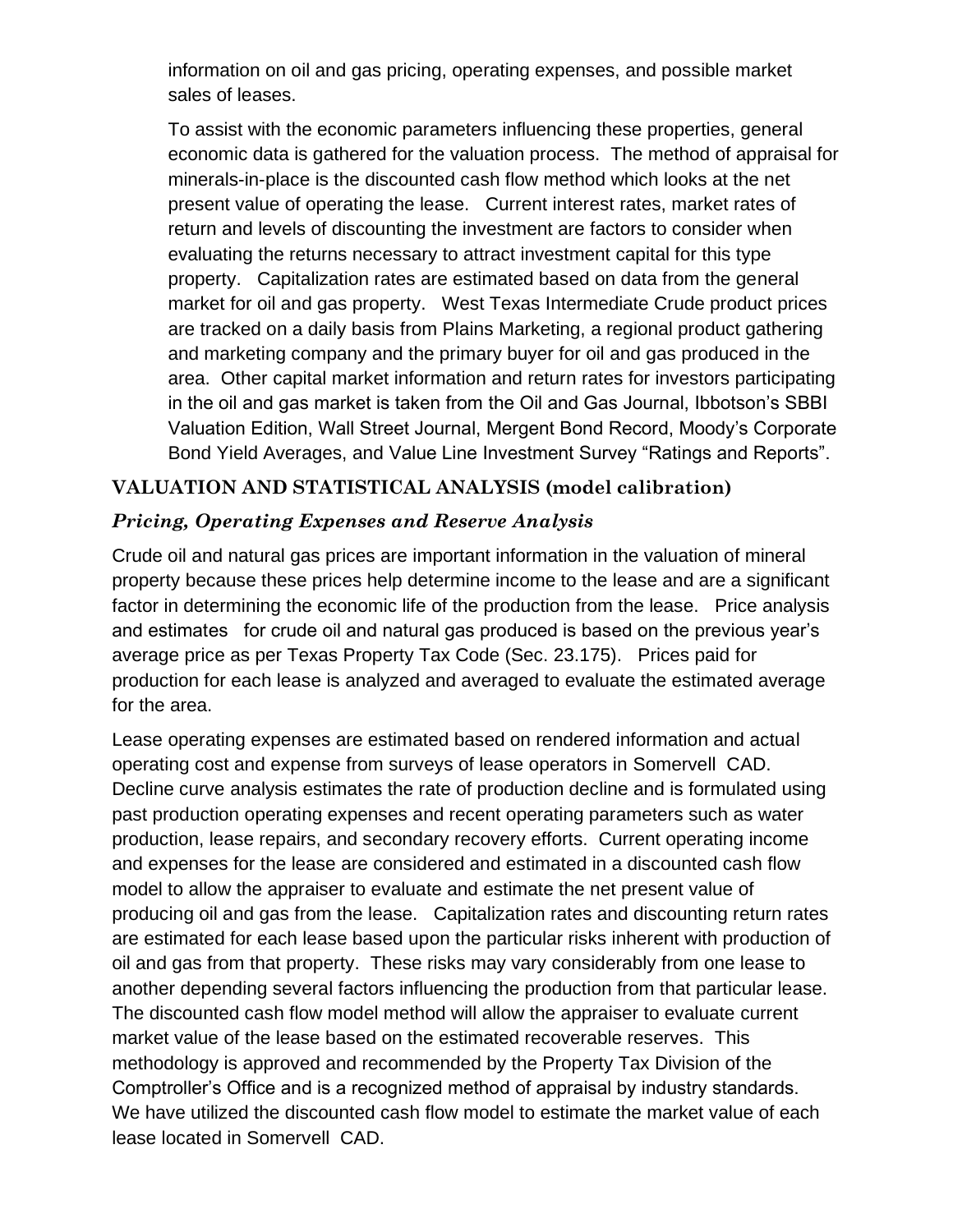information on oil and gas pricing, operating expenses, and possible market sales of leases.

To assist with the economic parameters influencing these properties, general economic data is gathered for the valuation process. The method of appraisal for minerals-in-place is the discounted cash flow method which looks at the net present value of operating the lease. Current interest rates, market rates of return and levels of discounting the investment are factors to consider when evaluating the returns necessary to attract investment capital for this type property. Capitalization rates are estimated based on data from the general market for oil and gas property. West Texas Intermediate Crude product prices are tracked on a daily basis from Plains Marketing, a regional product gathering and marketing company and the primary buyer for oil and gas produced in the area. Other capital market information and return rates for investors participating in the oil and gas market is taken from the Oil and Gas Journal, Ibbotson's SBBI Valuation Edition, Wall Street Journal, Mergent Bond Record, Moody's Corporate Bond Yield Averages, and Value Line Investment Survey "Ratings and Reports".

## VALUATION AND STATISTICAL ANALYSIS (model calibration)

### *Pricing, Operating Expenses and Reserve Analysis*

Crude oil and natural gas prices are important information in the valuation of mineral property because these prices help determine income to the lease and are a significant factor in determining the economic life of the production from the lease. Price analysis and estimates for crude oil and natural gas produced is based on the previous year's average price as per Texas Property Tax Code (Sec. 23.175). Prices paid for production for each lease is analyzed and averaged to evaluate the estimated average for the area.

Lease operating expenses are estimated based on rendered information and actual operating cost and expense from surveys of lease operators in Somervell CAD. Decline curve analysis estimates the rate of production decline and is formulated using past production operating expenses and recent operating parameters such as water production, lease repairs, and secondary recovery efforts. Current operating income and expenses for the lease are considered and estimated in a discounted cash flow model to allow the appraiser to evaluate and estimate the net present value of producing oil and gas from the lease. Capitalization rates and discounting return rates are estimated for each lease based upon the particular risks inherent with production of oil and gas from that property. These risks may vary considerably from one lease to another depending several factors influencing the production from that particular lease. The discounted cash flow model method will allow the appraiser to evaluate current market value of the lease based on the estimated recoverable reserves. This methodology is approved and recommended by the Property Tax Division of the Comptroller's Office and is a recognized method of appraisal by industry standards. We have utilized the discounted cash flow model to estimate the market value of each lease located in Somervell CAD.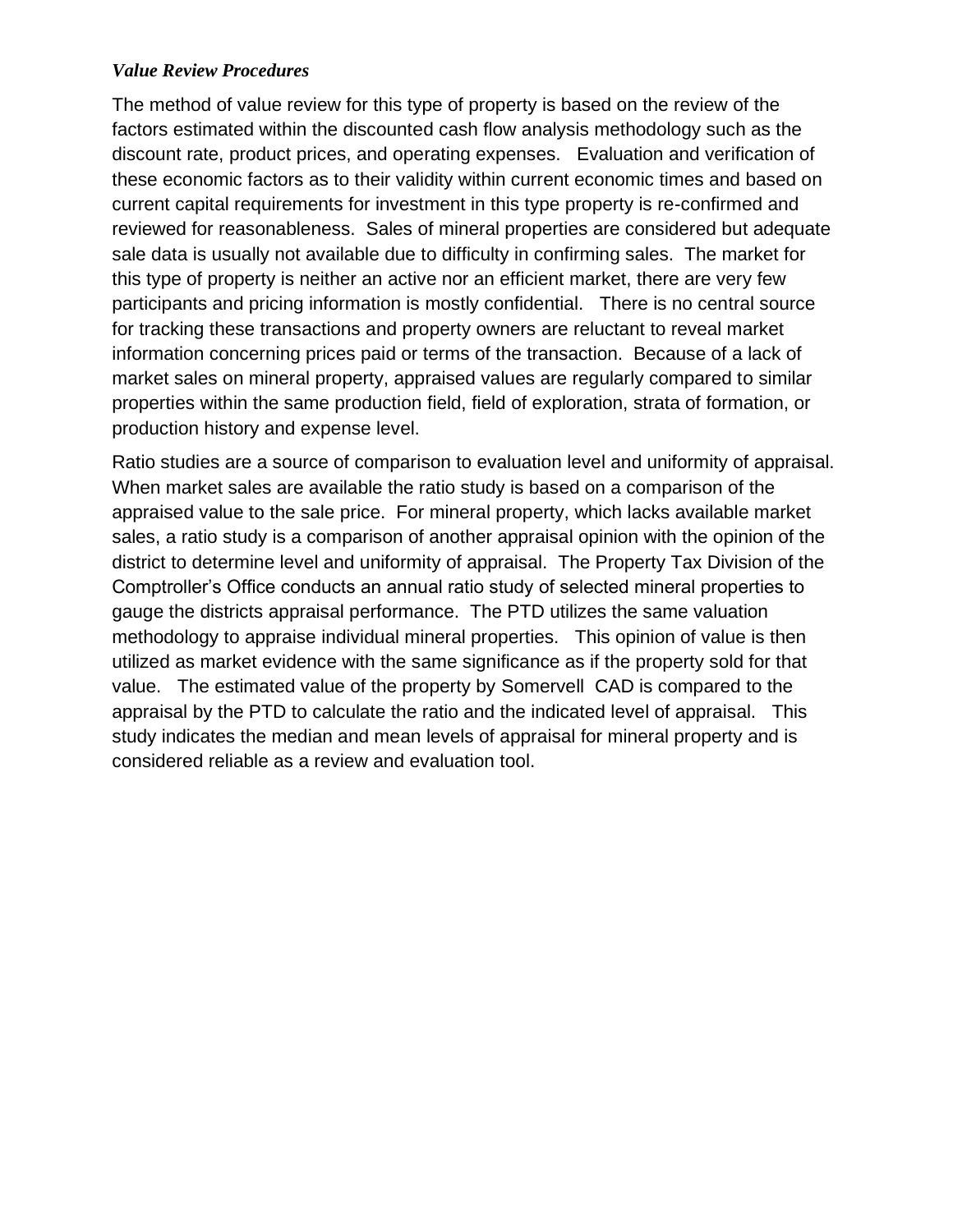***Value Review Procedures***

The method of value review for this type of property is based on the review of the factors estimated within the discounted cash flow analysis methodology such as the discount rate, product prices, and operating expenses. Evaluation and verification of these economic factors as to their validity within current economic times and based on current capital requirements for investment in this type property is re-confirmed and reviewed for reasonableness. Sales of mineral properties are considered but adequate sale data is usually not available due to difficulty in confirming sales. The market for this type of property is neither an active nor an efficient market, there are very few participants and pricing information is mostly confidential. There is no central source for tracking these transactions and property owners are reluctant to reveal market information concerning prices paid or terms of the transaction. Because of a lack of market sales on mineral property, appraised values are regularly compared to similar properties within the same production field, field of exploration, strata of formation, or production history and expense level.

Ratio studies are a source of comparison to evaluation level and uniformity of appraisal. When market sales are available the ratio study is based on a comparison of the appraised value to the sale price. For mineral property, which lacks available market sales, a ratio study is a comparison of another appraisal opinion with the opinion of the district to determine level and uniformity of appraisal. The Property Tax Division of the Comptroller's Office conducts an annual ratio study of selected mineral properties to gauge the districts appraisal performance. The PTD utilizes the same valuation methodology to appraise individual mineral properties. This opinion of value is then utilized as market evidence with the same significance as if the property sold for that value. The estimated value of the property by Somervell CAD is compared to the appraisal by the PTD to calculate the ratio and the indicated level of appraisal. This study indicates the median and mean levels of appraisal for mineral property and is considered reliable as a review and evaluation tool.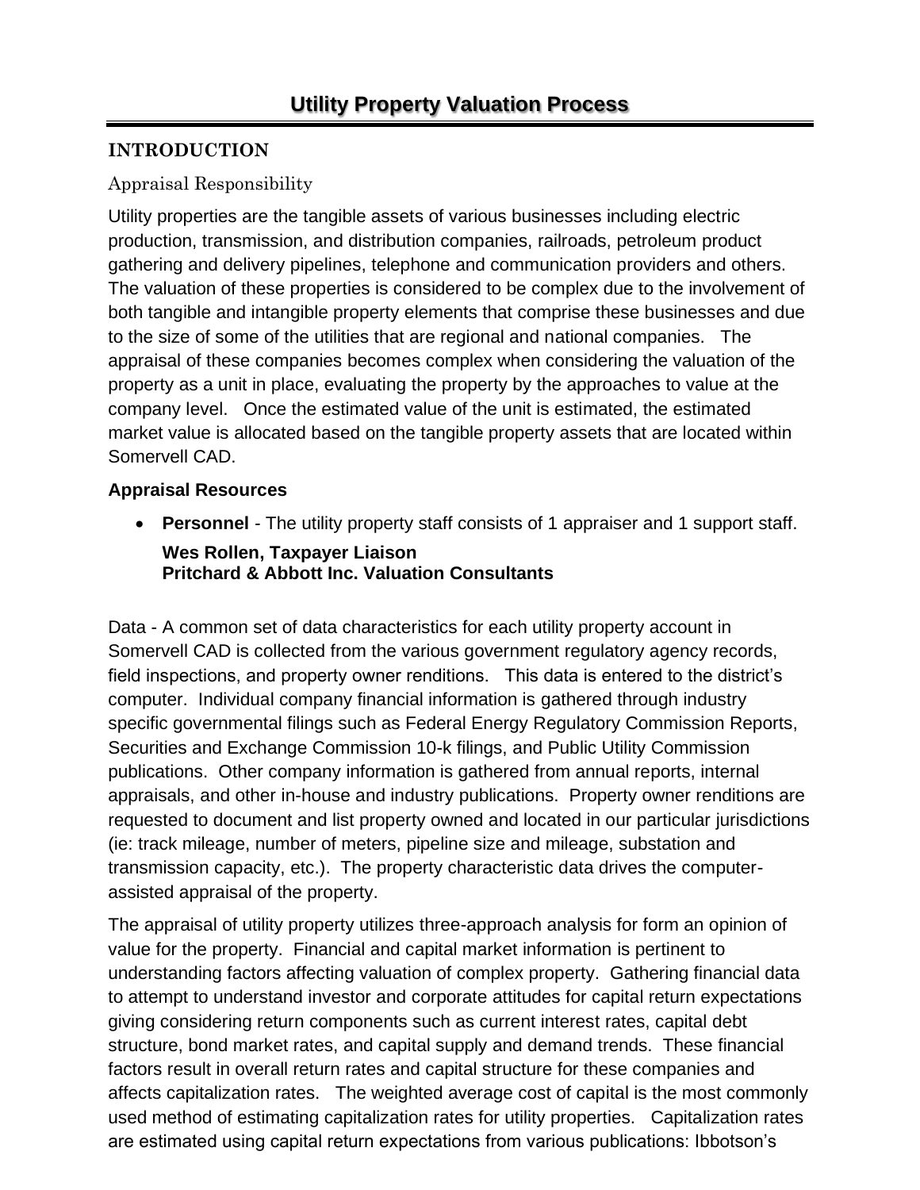# Utility Property Valuation Process

## INTRODUCTION

### Appraisal Responsibility

Utility properties are the tangible assets of various businesses including electric production, transmission, and distribution companies, railroads, petroleum product gathering and delivery pipelines, telephone and communication providers and others. The valuation of these properties is considered to be complex due to the involvement of both tangible and intangible property elements that comprise these businesses and due to the size of some of the utilities that are regional and national companies. The appraisal of these companies becomes complex when considering the valuation of the property as a unit in place, evaluating the property by the approaches to value at the company level. Once the estimated value of the unit is estimated, the estimated market value is allocated based on the tangible property assets that are located within Somervell CAD.

**Appraisal Resources**

- **Personnel** - The utility property staff consists of 1 appraiser and 1 support staff.

  **Wes Rollen, Taxpayer Liaison**
  **Pritchard & Abbott Inc. Valuation Consultants**

Data - A common set of data characteristics for each utility property account in Somervell CAD is collected from the various government regulatory agency records, field inspections, and property owner renditions. This data is entered to the district's computer. Individual company financial information is gathered through industry specific governmental filings such as Federal Energy Regulatory Commission Reports, Securities and Exchange Commission 10-k filings, and Public Utility Commission publications. Other company information is gathered from annual reports, internal appraisals, and other in-house and industry publications. Property owner renditions are requested to document and list property owned and located in our particular jurisdictions (ie: track mileage, number of meters, pipeline size and mileage, substation and transmission capacity, etc.). The property characteristic data drives the computer-assisted appraisal of the property.

The appraisal of utility property utilizes three-approach analysis for form an opinion of value for the property. Financial and capital market information is pertinent to understanding factors affecting valuation of complex property. Gathering financial data to attempt to understand investor and corporate attitudes for capital return expectations giving considering return components such as current interest rates, capital debt structure, bond market rates, and capital supply and demand trends. These financial factors result in overall return rates and capital structure for these companies and affects capitalization rates. The weighted average cost of capital is the most commonly used method of estimating capitalization rates for utility properties. Capitalization rates are estimated using capital return expectations from various publications: Ibbotson's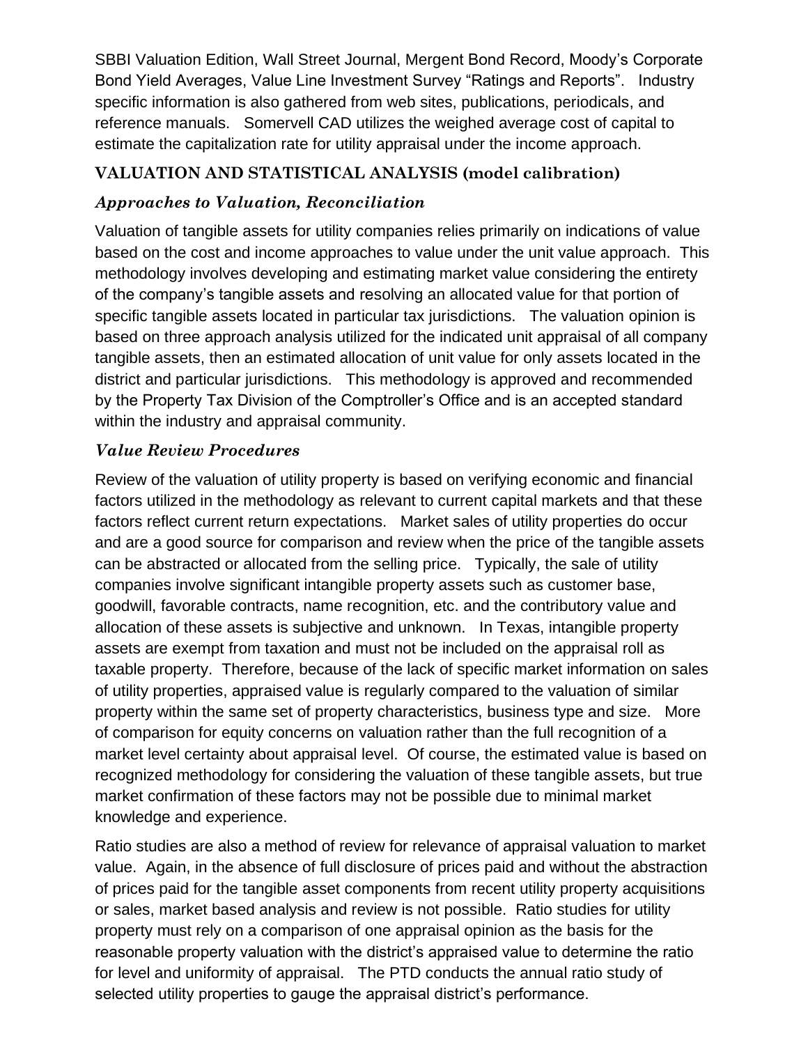SBBI Valuation Edition, Wall Street Journal, Mergent Bond Record, Moody's Corporate Bond Yield Averages, Value Line Investment Survey "Ratings and Reports". Industry specific information is also gathered from web sites, publications, periodicals, and reference manuals. Somervell CAD utilizes the weighed average cost of capital to estimate the capitalization rate for utility appraisal under the income approach.

## VALUATION AND STATISTICAL ANALYSIS (model calibration)

### *Approaches to Valuation, Reconciliation*

Valuation of tangible assets for utility companies relies primarily on indications of value based on the cost and income approaches to value under the unit value approach. This methodology involves developing and estimating market value considering the entirety of the company's tangible assets and resolving an allocated value for that portion of specific tangible assets located in particular tax jurisdictions. The valuation opinion is based on three approach analysis utilized for the indicated unit appraisal of all company tangible assets, then an estimated allocation of unit value for only assets located in the district and particular jurisdictions. This methodology is approved and recommended by the Property Tax Division of the Comptroller's Office and is an accepted standard within the industry and appraisal community.

### *Value Review Procedures*

Review of the valuation of utility property is based on verifying economic and financial factors utilized in the methodology as relevant to current capital markets and that these factors reflect current return expectations. Market sales of utility properties do occur and are a good source for comparison and review when the price of the tangible assets can be abstracted or allocated from the selling price. Typically, the sale of utility companies involve significant intangible property assets such as customer base, goodwill, favorable contracts, name recognition, etc. and the contributory value and allocation of these assets is subjective and unknown. In Texas, intangible property assets are exempt from taxation and must not be included on the appraisal roll as taxable property. Therefore, because of the lack of specific market information on sales of utility properties, appraised value is regularly compared to the valuation of similar property within the same set of property characteristics, business type and size. More of comparison for equity concerns on valuation rather than the full recognition of a market level certainty about appraisal level. Of course, the estimated value is based on recognized methodology for considering the valuation of these tangible assets, but true market confirmation of these factors may not be possible due to minimal market knowledge and experience.

Ratio studies are also a method of review for relevance of appraisal valuation to market value. Again, in the absence of full disclosure of prices paid and without the abstraction of prices paid for the tangible asset components from recent utility property acquisitions or sales, market based analysis and review is not possible. Ratio studies for utility property must rely on a comparison of one appraisal opinion as the basis for the reasonable property valuation with the district's appraised value to determine the ratio for level and uniformity of appraisal. The PTD conducts the annual ratio study of selected utility properties to gauge the appraisal district's performance.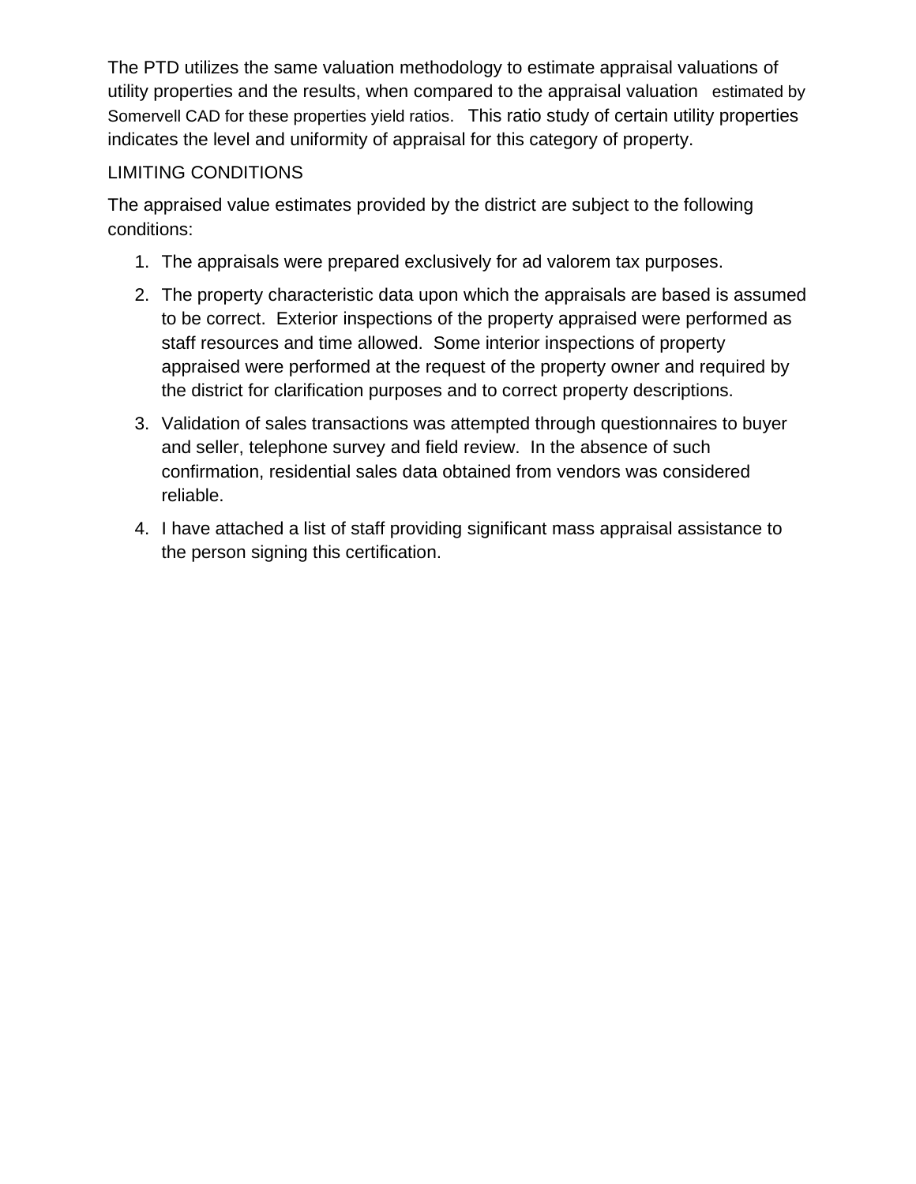The PTD utilizes the same valuation methodology to estimate appraisal valuations of utility properties and the results, when compared to the appraisal valuation estimated by Somervell CAD for these properties yield ratios. This ratio study of certain utility properties indicates the level and uniformity of appraisal for this category of property.

LIMITING CONDITIONS

The appraised value estimates provided by the district are subject to the following conditions:

1. The appraisals were prepared exclusively for ad valorem tax purposes.
2. The property characteristic data upon which the appraisals are based is assumed to be correct. Exterior inspections of the property appraised were performed as staff resources and time allowed. Some interior inspections of property appraised were performed at the request of the property owner and required by the district for clarification purposes and to correct property descriptions.
3. Validation of sales transactions was attempted through questionnaires to buyer and seller, telephone survey and field review. In the absence of such confirmation, residential sales data obtained from vendors was considered reliable.
4. I have attached a list of staff providing significant mass appraisal assistance to the person signing this certification.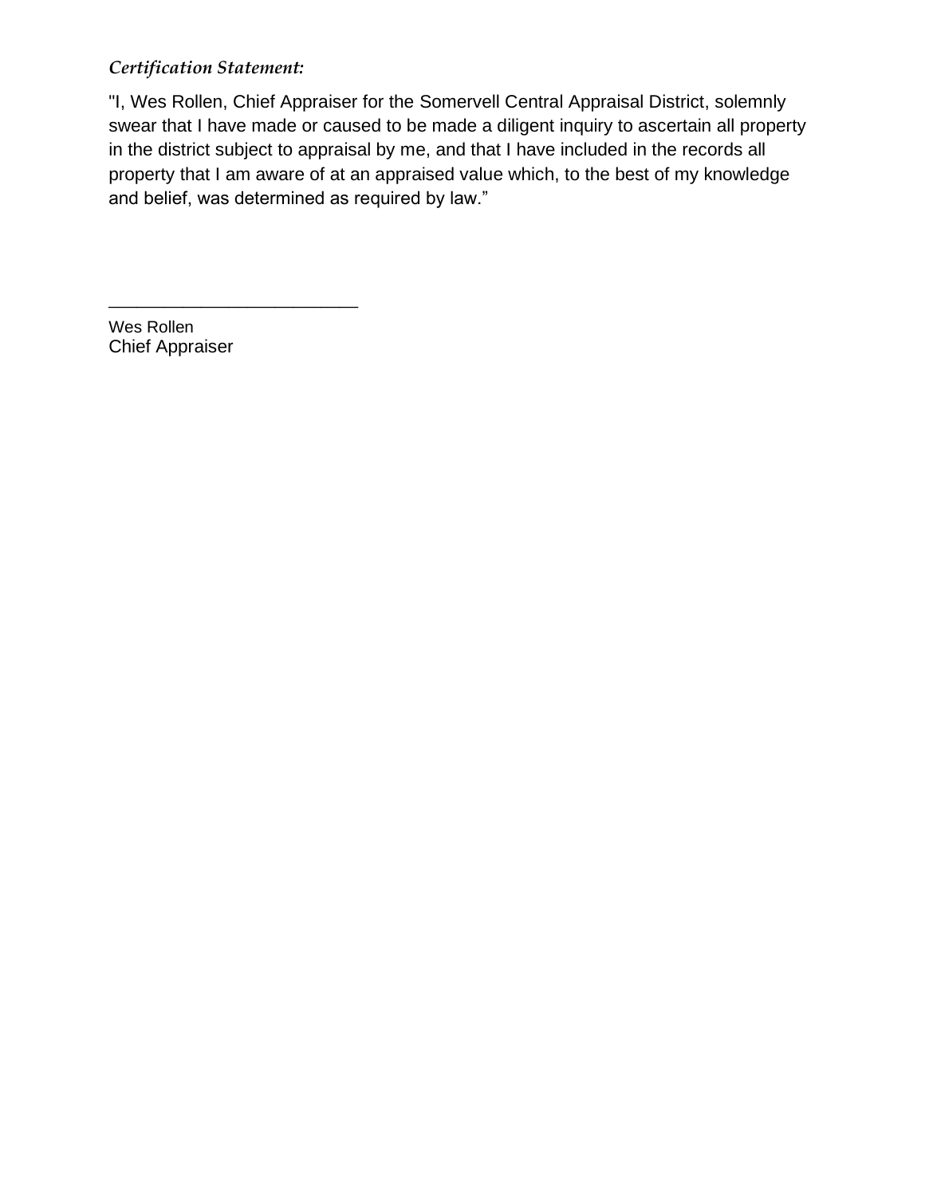*Certification Statement:*

"I, Wes Rollen, Chief Appraiser for the Somervell Central Appraisal District, solemnly swear that I have made or caused to be made a diligent inquiry to ascertain all property in the district subject to appraisal by me, and that I have included in the records all property that I am aware of at an appraised value which, to the best of my knowledge and belief, was determined as required by law."

_________________________

Wes Rollen
Chief Appraiser